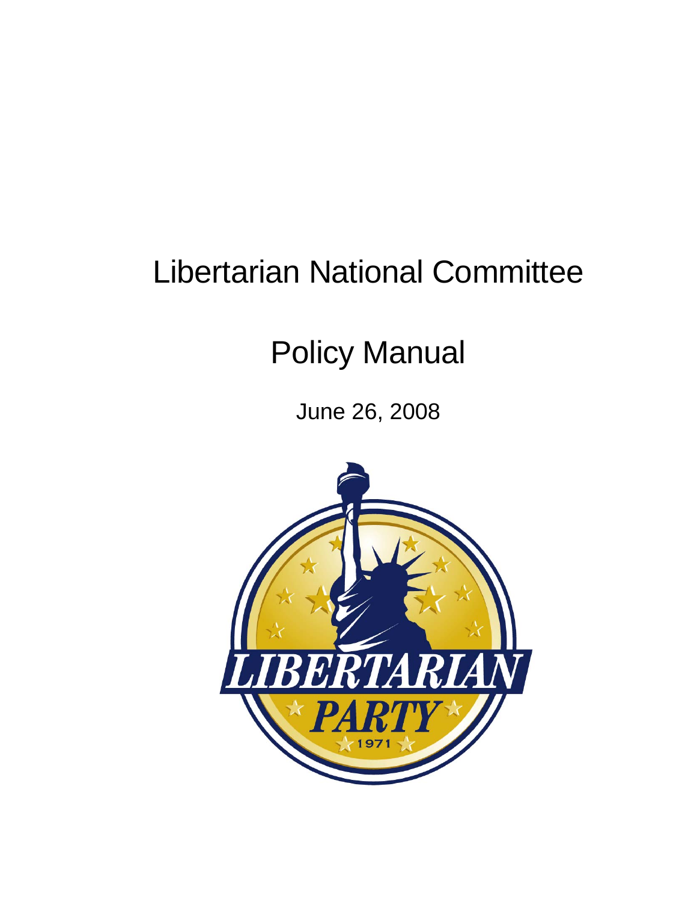# Libertarian National Committee

# Policy Manual

June 26, 2008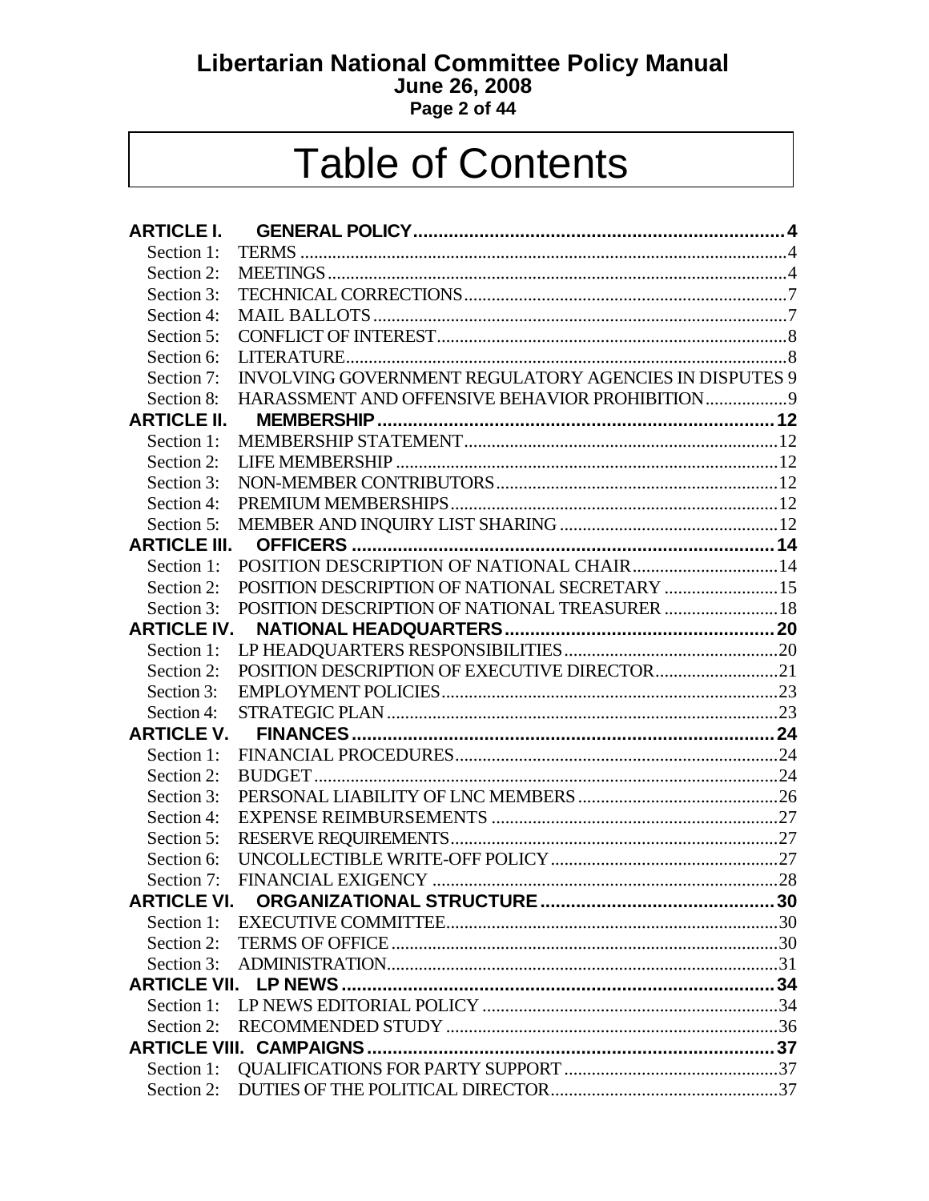# Table of Contents

**ARTICLE I. GENERAL POLICY** .......... 4
- Section 1: TERMS .......... 4
- Section 2: MEETINGS .......... 4
- Section 3: TECHNICAL CORRECTIONS .......... 7
- Section 4: MAIL BALLOTS .......... 7
- Section 5: CONFLICT OF INTEREST .......... 8
- Section 6: LITERATURE .......... 8
- Section 7: INVOLVING GOVERNMENT REGULATORY AGENCIES IN DISPUTES 9
- Section 8: HARASSMENT AND OFFENSIVE BEHAVIOR PROHIBITION .......... 9

**ARTICLE II. MEMBERSHIP** .......... 12
- Section 1: MEMBERSHIP STATEMENT .......... 12
- Section 2: LIFE MEMBERSHIP .......... 12
- Section 3: NON-MEMBER CONTRIBUTORS .......... 12
- Section 4: PREMIUM MEMBERSHIPS .......... 12
- Section 5: MEMBER AND INQUIRY LIST SHARING .......... 12

**ARTICLE III. OFFICERS** .......... 14
- Section 1: POSITION DESCRIPTION OF NATIONAL CHAIR .......... 14
- Section 2: POSITION DESCRIPTION OF NATIONAL SECRETARY .......... 15
- Section 3: POSITION DESCRIPTION OF NATIONAL TREASURER .......... 18

**ARTICLE IV. NATIONAL HEADQUARTERS** .......... 20
- Section 1: LP HEADQUARTERS RESPONSIBILITIES .......... 20
- Section 2: POSITION DESCRIPTION OF EXECUTIVE DIRECTOR .......... 21
- Section 3: EMPLOYMENT POLICIES .......... 23
- Section 4: STRATEGIC PLAN .......... 23

**ARTICLE V. FINANCES** .......... 24
- Section 1: FINANCIAL PROCEDURES .......... 24
- Section 2: BUDGET .......... 24
- Section 3: PERSONAL LIABILITY OF LNC MEMBERS .......... 26
- Section 4: EXPENSE REIMBURSEMENTS .......... 27
- Section 5: RESERVE REQUIREMENTS .......... 27
- Section 6: UNCOLLECTIBLE WRITE-OFF POLICY .......... 27
- Section 7: FINANCIAL EXIGENCY .......... 28

**ARTICLE VI. ORGANIZATIONAL STRUCTURE** .......... 30
- Section 1: EXECUTIVE COMMITTEE .......... 30
- Section 2: TERMS OF OFFICE .......... 30
- Section 3: ADMINISTRATION .......... 31

**ARTICLE VII. LP NEWS** .......... 34
- Section 1: LP NEWS EDITORIAL POLICY .......... 34
- Section 2: RECOMMENDED STUDY .......... 36

**ARTICLE VIII. CAMPAIGNS** .......... 37
- Section 1: QUALIFICATIONS FOR PARTY SUPPORT .......... 37
- Section 2: DUTIES OF THE POLITICAL DIRECTOR .......... 37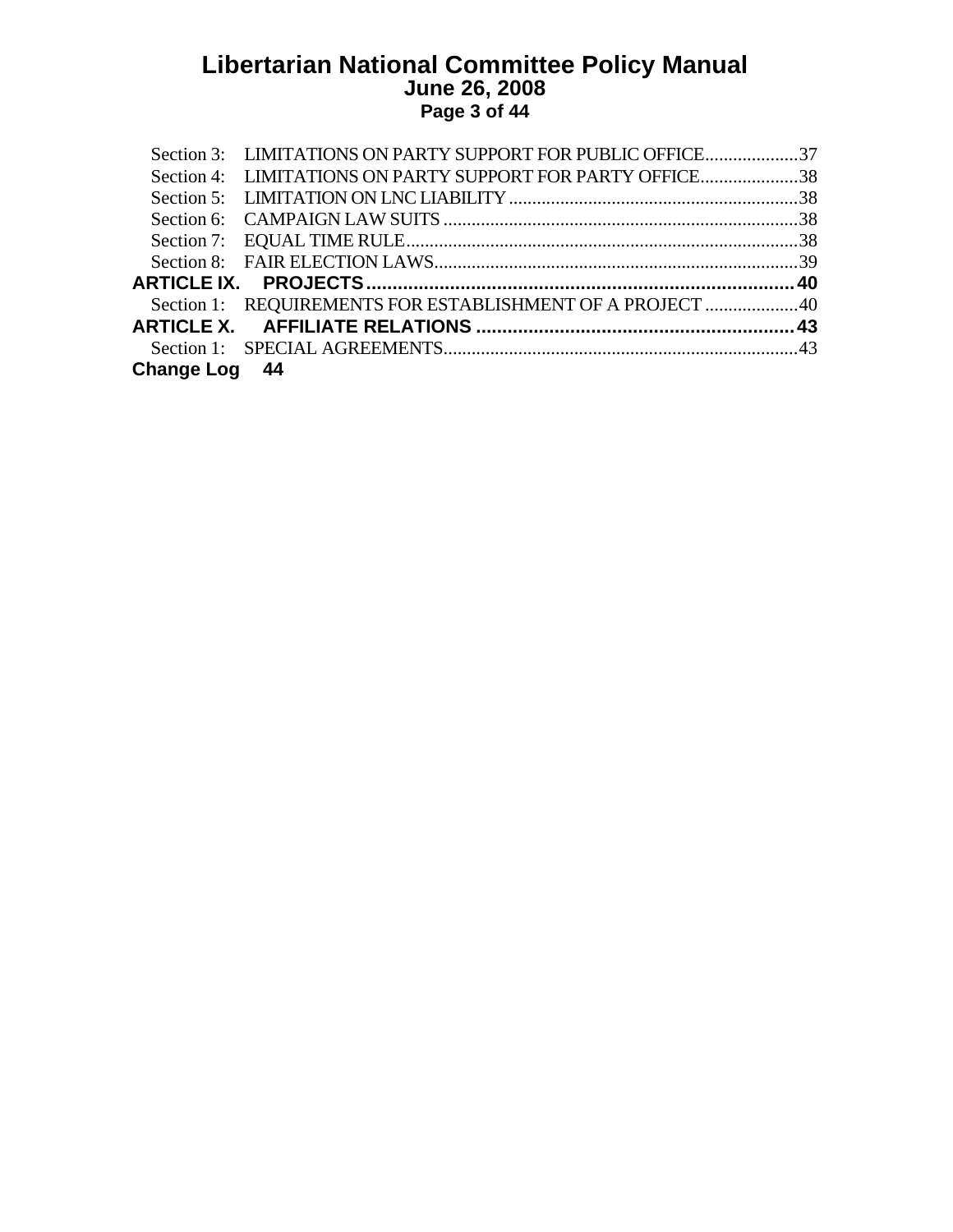Section 3: LIMITATIONS ON PARTY SUPPORT FOR PUBLIC OFFICE....................37
Section 4: LIMITATIONS ON PARTY SUPPORT FOR PARTY OFFICE.....................38
Section 5: LIMITATION ON LNC LIABILITY .............................................................38
Section 6: CAMPAIGN LAW SUITS ...........................................................................38
Section 7: EQUAL TIME RULE....................................................................................38
Section 8: FAIR ELECTION LAWS.............................................................................39

**ARTICLE IX. PROJECTS .................................................................................. 40**

Section 1: REQUIREMENTS FOR ESTABLISHMENT OF A PROJECT ....................40

**ARTICLE X. AFFILIATE RELATIONS ............................................................ 43**

Section 1: SPECIAL AGREEMENTS...........................................................................43

**Change Log 44**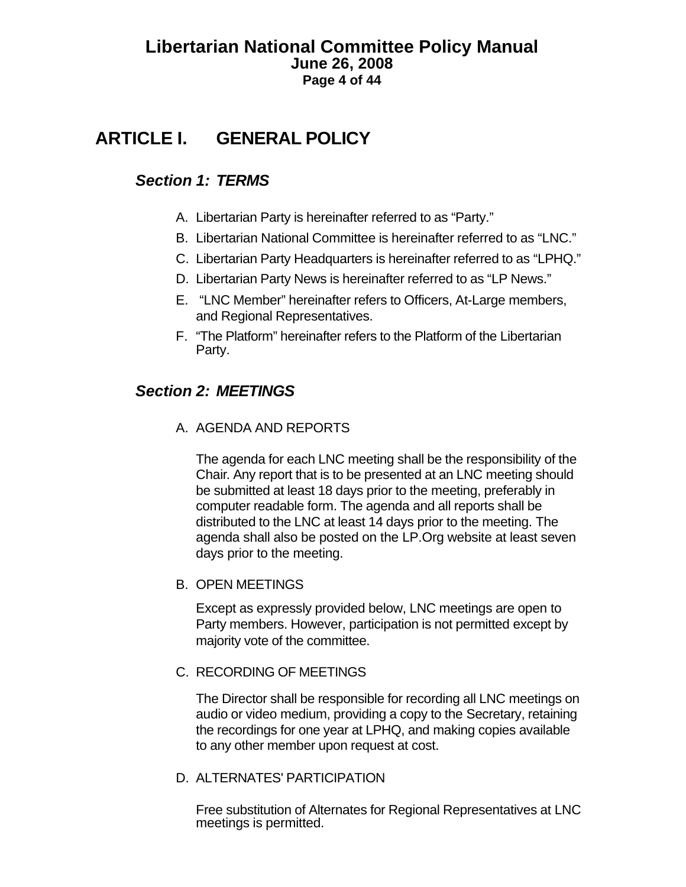# ARTICLE I. GENERAL POLICY

## *Section 1: TERMS*

A. Libertarian Party is hereinafter referred to as "Party."

B. Libertarian National Committee is hereinafter referred to as "LNC."

C. Libertarian Party Headquarters is hereinafter referred to as "LPHQ."

D. Libertarian Party News is hereinafter referred to as "LP News."

E. "LNC Member" hereinafter refers to Officers, At-Large members, and Regional Representatives.

F. "The Platform" hereinafter refers to the Platform of the Libertarian Party.

## *Section 2: MEETINGS*

A. AGENDA AND REPORTS

The agenda for each LNC meeting shall be the responsibility of the Chair. Any report that is to be presented at an LNC meeting should be submitted at least 18 days prior to the meeting, preferably in computer readable form. The agenda and all reports shall be distributed to the LNC at least 14 days prior to the meeting. The agenda shall also be posted on the LP.Org website at least seven days prior to the meeting.

B. OPEN MEETINGS

Except as expressly provided below, LNC meetings are open to Party members. However, participation is not permitted except by majority vote of the committee.

C. RECORDING OF MEETINGS

The Director shall be responsible for recording all LNC meetings on audio or video medium, providing a copy to the Secretary, retaining the recordings for one year at LPHQ, and making copies available to any other member upon request at cost.

D. ALTERNATES' PARTICIPATION

Free substitution of Alternates for Regional Representatives at LNC meetings is permitted.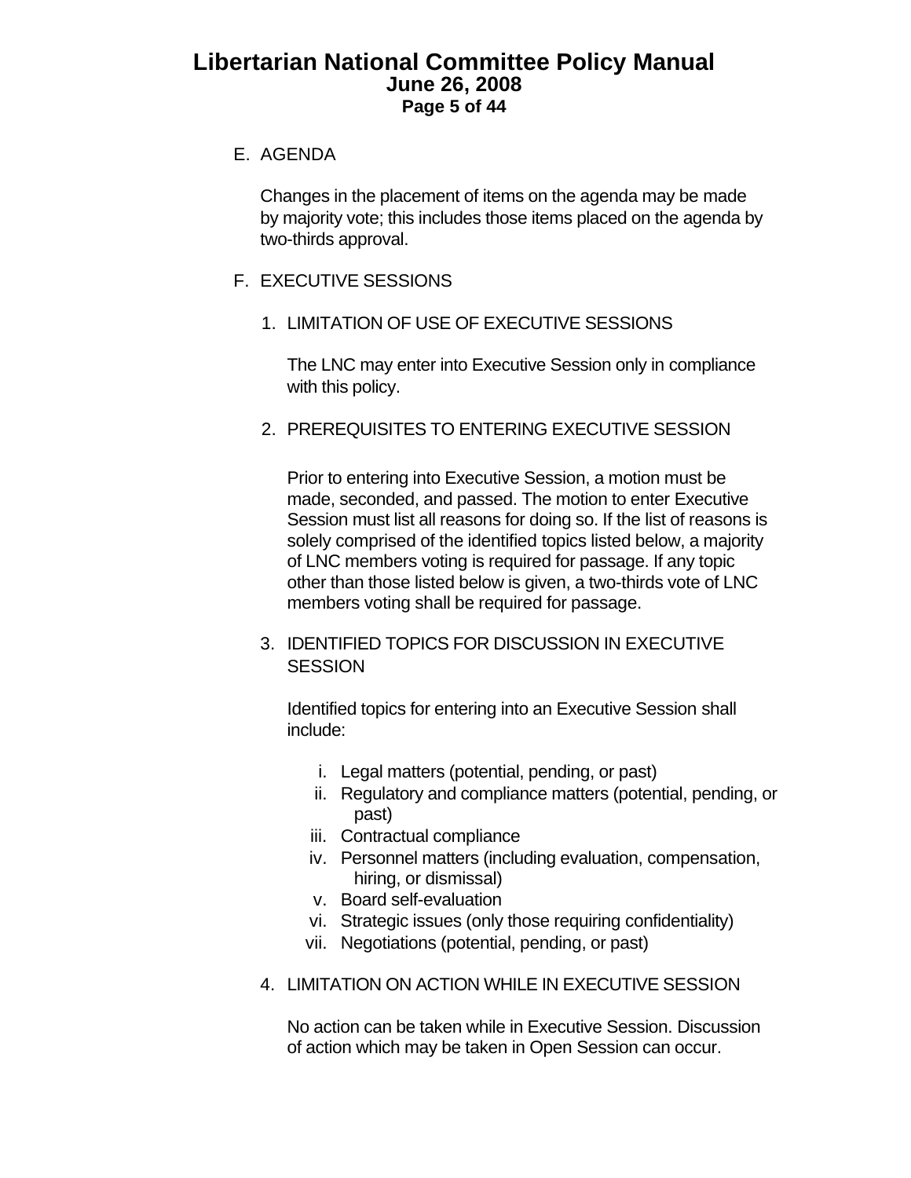E. AGENDA

Changes in the placement of items on the agenda may be made by majority vote; this includes those items placed on the agenda by two-thirds approval.

F. EXECUTIVE SESSIONS

1. LIMITATION OF USE OF EXECUTIVE SESSIONS

The LNC may enter into Executive Session only in compliance with this policy.

2. PREREQUISITES TO ENTERING EXECUTIVE SESSION

Prior to entering into Executive Session, a motion must be made, seconded, and passed. The motion to enter Executive Session must list all reasons for doing so. If the list of reasons is solely comprised of the identified topics listed below, a majority of LNC members voting is required for passage. If any topic other than those listed below is given, a two-thirds vote of LNC members voting shall be required for passage.

3. IDENTIFIED TOPICS FOR DISCUSSION IN EXECUTIVE SESSION

Identified topics for entering into an Executive Session shall include:

i. Legal matters (potential, pending, or past)
ii. Regulatory and compliance matters (potential, pending, or past)
iii. Contractual compliance
iv. Personnel matters (including evaluation, compensation, hiring, or dismissal)
v. Board self-evaluation
vi. Strategic issues (only those requiring confidentiality)
vii. Negotiations (potential, pending, or past)

4. LIMITATION ON ACTION WHILE IN EXECUTIVE SESSION

No action can be taken while in Executive Session. Discussion of action which may be taken in Open Session can occur.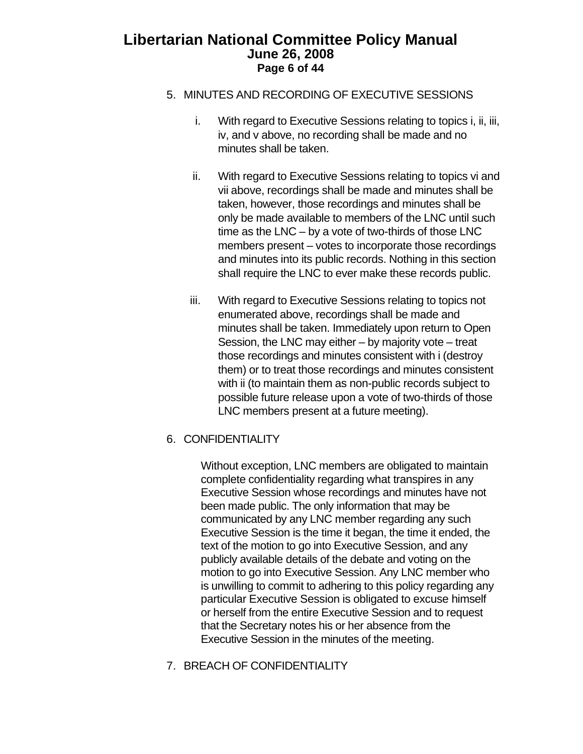5. MINUTES AND RECORDING OF EXECUTIVE SESSIONS

   i. With regard to Executive Sessions relating to topics i, ii, iii, iv, and v above, no recording shall be made and no minutes shall be taken.

   ii. With regard to Executive Sessions relating to topics vi and vii above, recordings shall be made and minutes shall be taken, however, those recordings and minutes shall be only be made available to members of the LNC until such time as the LNC – by a vote of two-thirds of those LNC members present – votes to incorporate those recordings and minutes into its public records. Nothing in this section shall require the LNC to ever make these records public.

   iii. With regard to Executive Sessions relating to topics not enumerated above, recordings shall be made and minutes shall be taken. Immediately upon return to Open Session, the LNC may either – by majority vote – treat those recordings and minutes consistent with i (destroy them) or to treat those recordings and minutes consistent with ii (to maintain them as non-public records subject to possible future release upon a vote of two-thirds of those LNC members present at a future meeting).

6. CONFIDENTIALITY

   Without exception, LNC members are obligated to maintain complete confidentiality regarding what transpires in any Executive Session whose recordings and minutes have not been made public. The only information that may be communicated by any LNC member regarding any such Executive Session is the time it began, the time it ended, the text of the motion to go into Executive Session, and any publicly available details of the debate and voting on the motion to go into Executive Session. Any LNC member who is unwilling to commit to adhering to this policy regarding any particular Executive Session is obligated to excuse himself or herself from the entire Executive Session and to request that the Secretary notes his or her absence from the Executive Session in the minutes of the meeting.

7. BREACH OF CONFIDENTIALITY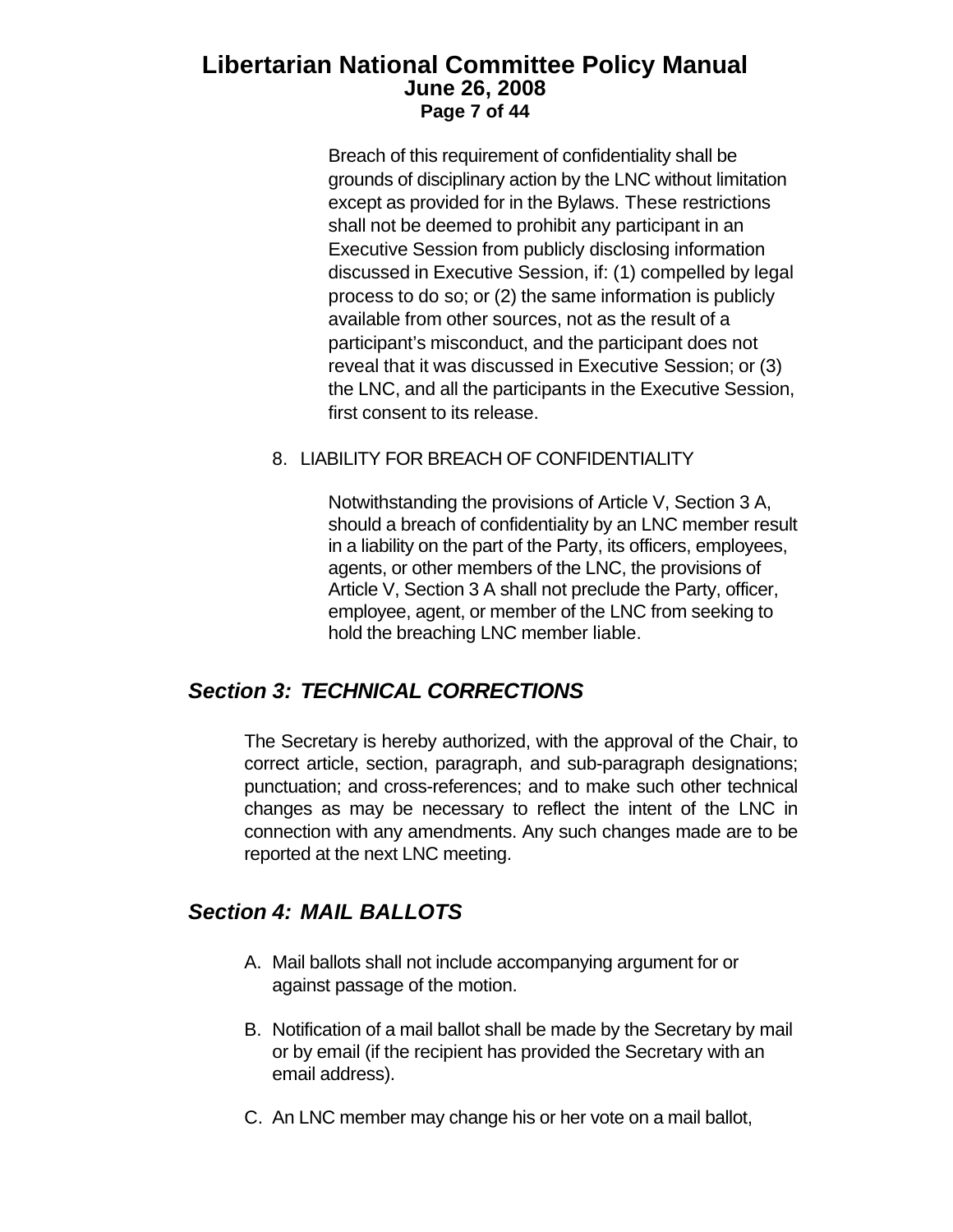Breach of this requirement of confidentiality shall be grounds of disciplinary action by the LNC without limitation except as provided for in the Bylaws. These restrictions shall not be deemed to prohibit any participant in an Executive Session from publicly disclosing information discussed in Executive Session, if: (1) compelled by legal process to do so; or (2) the same information is publicly available from other sources, not as the result of a participant's misconduct, and the participant does not reveal that it was discussed in Executive Session; or (3) the LNC, and all the participants in the Executive Session, first consent to its release.

8. LIABILITY FOR BREACH OF CONFIDENTIALITY

   Notwithstanding the provisions of Article V, Section 3 A, should a breach of confidentiality by an LNC member result in a liability on the part of the Party, its officers, employees, agents, or other members of the LNC, the provisions of Article V, Section 3 A shall not preclude the Party, officer, employee, agent, or member of the LNC from seeking to hold the breaching LNC member liable.

## *Section 3: TECHNICAL CORRECTIONS*

The Secretary is hereby authorized, with the approval of the Chair, to correct article, section, paragraph, and sub-paragraph designations; punctuation; and cross-references; and to make such other technical changes as may be necessary to reflect the intent of the LNC in connection with any amendments. Any such changes made are to be reported at the next LNC meeting.

## *Section 4: MAIL BALLOTS*

A. Mail ballots shall not include accompanying argument for or against passage of the motion.

B. Notification of a mail ballot shall be made by the Secretary by mail or by email (if the recipient has provided the Secretary with an email address).

C. An LNC member may change his or her vote on a mail ballot,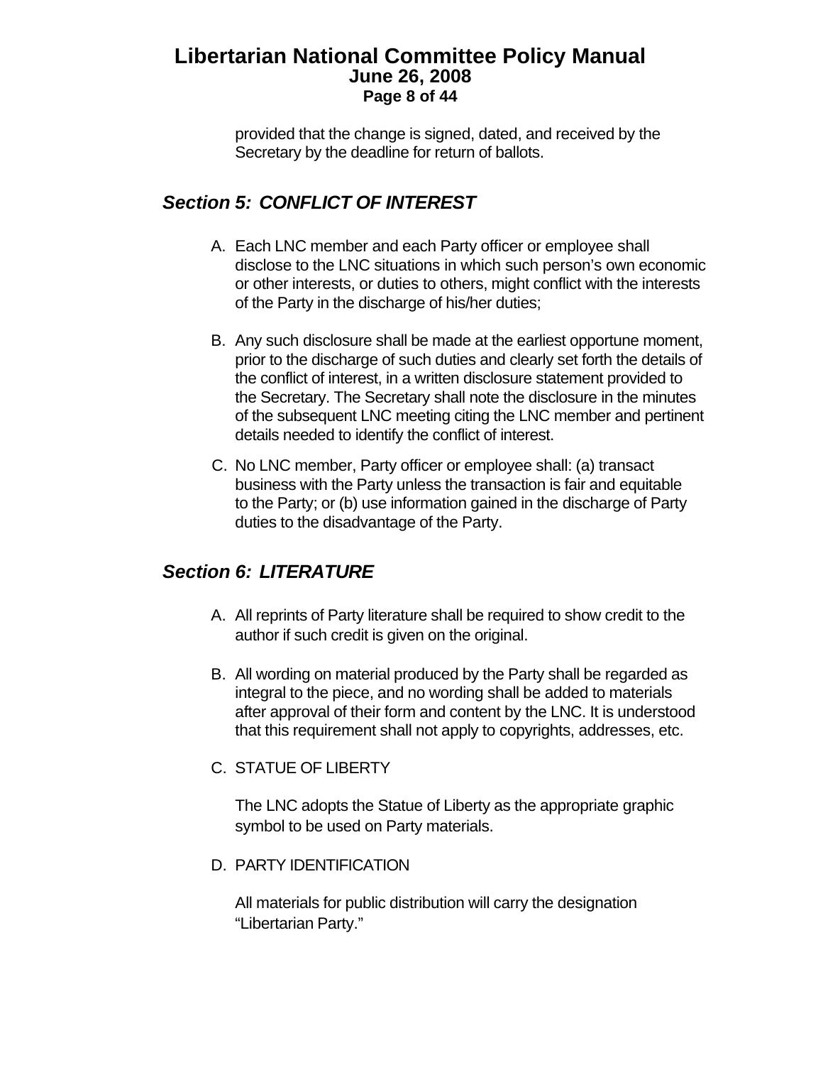provided that the change is signed, dated, and received by the Secretary by the deadline for return of ballots.

## *Section 5: CONFLICT OF INTEREST*

A. Each LNC member and each Party officer or employee shall disclose to the LNC situations in which such person's own economic or other interests, or duties to others, might conflict with the interests of the Party in the discharge of his/her duties;

B. Any such disclosure shall be made at the earliest opportune moment, prior to the discharge of such duties and clearly set forth the details of the conflict of interest, in a written disclosure statement provided to the Secretary. The Secretary shall note the disclosure in the minutes of the subsequent LNC meeting citing the LNC member and pertinent details needed to identify the conflict of interest.

C. No LNC member, Party officer or employee shall: (a) transact business with the Party unless the transaction is fair and equitable to the Party; or (b) use information gained in the discharge of Party duties to the disadvantage of the Party.

## *Section 6: LITERATURE*

A. All reprints of Party literature shall be required to show credit to the author if such credit is given on the original.

B. All wording on material produced by the Party shall be regarded as integral to the piece, and no wording shall be added to materials after approval of their form and content by the LNC. It is understood that this requirement shall not apply to copyrights, addresses, etc.

C. STATUE OF LIBERTY

   The LNC adopts the Statue of Liberty as the appropriate graphic symbol to be used on Party materials.

D. PARTY IDENTIFICATION

   All materials for public distribution will carry the designation "Libertarian Party."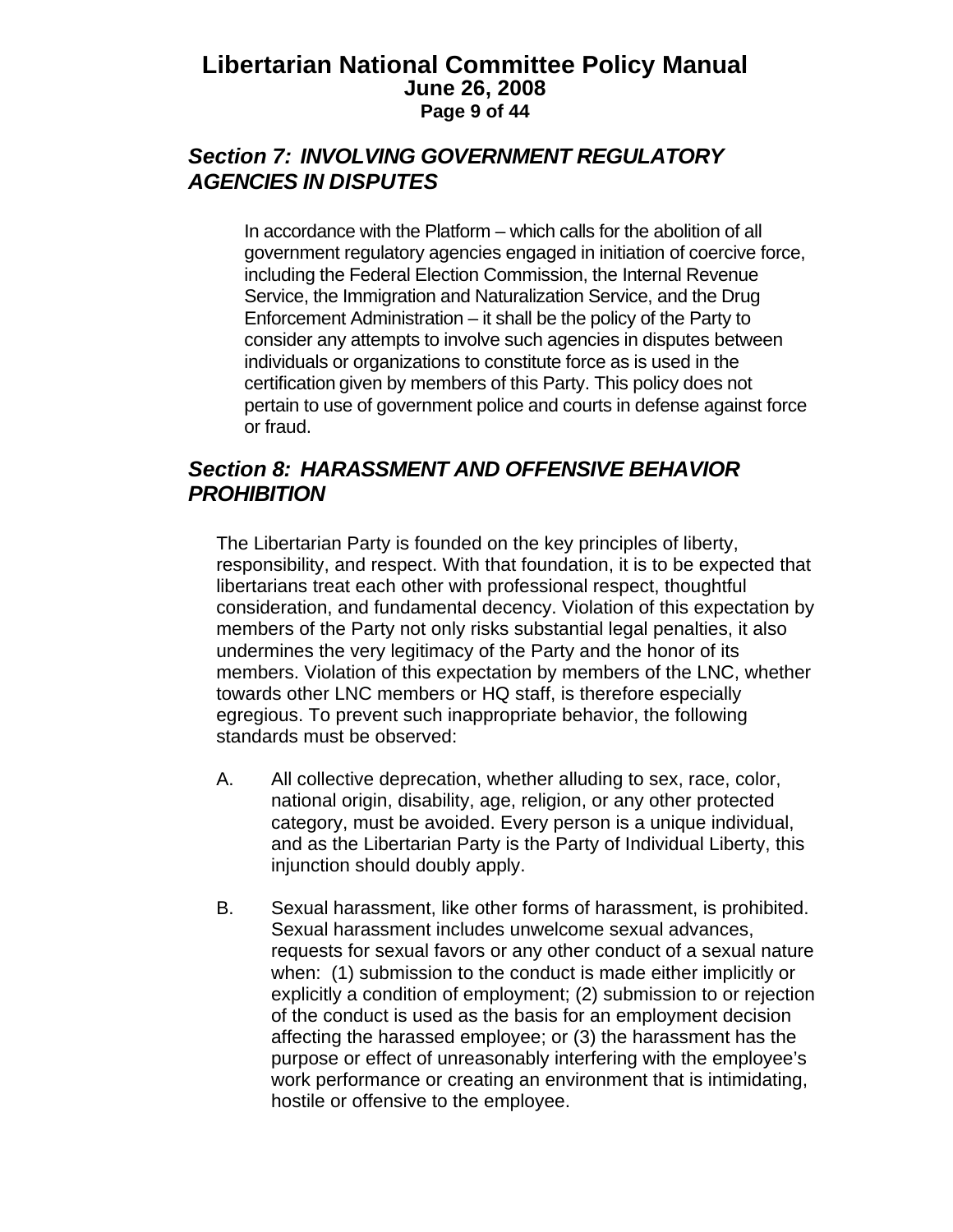## *Section 7: INVOLVING GOVERNMENT REGULATORY AGENCIES IN DISPUTES*

In accordance with the Platform – which calls for the abolition of all government regulatory agencies engaged in initiation of coercive force, including the Federal Election Commission, the Internal Revenue Service, the Immigration and Naturalization Service, and the Drug Enforcement Administration – it shall be the policy of the Party to consider any attempts to involve such agencies in disputes between individuals or organizations to constitute force as is used in the certification given by members of this Party. This policy does not pertain to use of government police and courts in defense against force or fraud.

## *Section 8: HARASSMENT AND OFFENSIVE BEHAVIOR PROHIBITION*

The Libertarian Party is founded on the key principles of liberty, responsibility, and respect. With that foundation, it is to be expected that libertarians treat each other with professional respect, thoughtful consideration, and fundamental decency. Violation of this expectation by members of the Party not only risks substantial legal penalties, it also undermines the very legitimacy of the Party and the honor of its members. Violation of this expectation by members of the LNC, whether towards other LNC members or HQ staff, is therefore especially egregious. To prevent such inappropriate behavior, the following standards must be observed:

A. All collective deprecation, whether alluding to sex, race, color, national origin, disability, age, religion, or any other protected category, must be avoided. Every person is a unique individual, and as the Libertarian Party is the Party of Individual Liberty, this injunction should doubly apply.

B. Sexual harassment, like other forms of harassment, is prohibited. Sexual harassment includes unwelcome sexual advances, requests for sexual favors or any other conduct of a sexual nature when: (1) submission to the conduct is made either implicitly or explicitly a condition of employment; (2) submission to or rejection of the conduct is used as the basis for an employment decision affecting the harassed employee; or (3) the harassment has the purpose or effect of unreasonably interfering with the employee's work performance or creating an environment that is intimidating, hostile or offensive to the employee.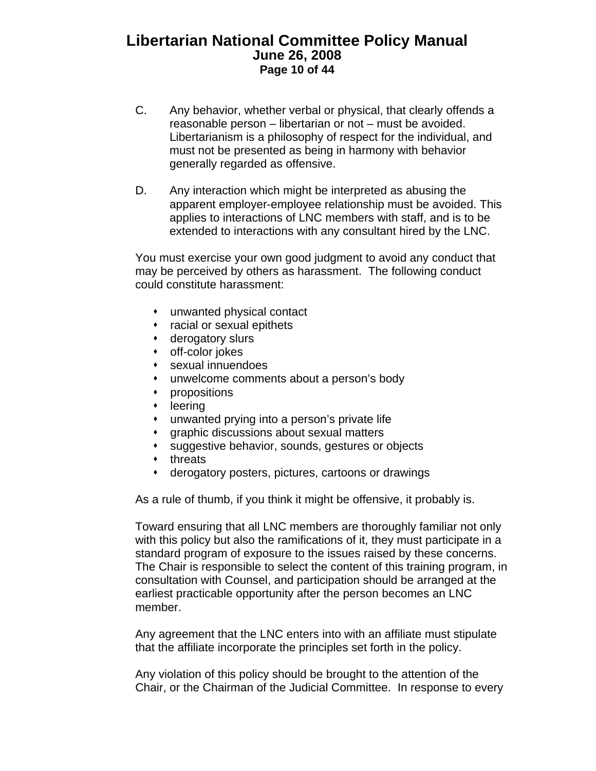C. Any behavior, whether verbal or physical, that clearly offends a reasonable person – libertarian or not – must be avoided. Libertarianism is a philosophy of respect for the individual, and must not be presented as being in harmony with behavior generally regarded as offensive.

D. Any interaction which might be interpreted as abusing the apparent employer-employee relationship must be avoided. This applies to interactions of LNC members with staff, and is to be extended to interactions with any consultant hired by the LNC.

You must exercise your own good judgment to avoid any conduct that may be perceived by others as harassment. The following conduct could constitute harassment:

- unwanted physical contact
- racial or sexual epithets
- derogatory slurs
- off-color jokes
- sexual innuendoes
- unwelcome comments about a person's body
- propositions
- leering
- unwanted prying into a person's private life
- graphic discussions about sexual matters
- suggestive behavior, sounds, gestures or objects
- threats
- derogatory posters, pictures, cartoons or drawings

As a rule of thumb, if you think it might be offensive, it probably is.

Toward ensuring that all LNC members are thoroughly familiar not only with this policy but also the ramifications of it, they must participate in a standard program of exposure to the issues raised by these concerns. The Chair is responsible to select the content of this training program, in consultation with Counsel, and participation should be arranged at the earliest practicable opportunity after the person becomes an LNC member.

Any agreement that the LNC enters into with an affiliate must stipulate that the affiliate incorporate the principles set forth in the policy.

Any violation of this policy should be brought to the attention of the Chair, or the Chairman of the Judicial Committee. In response to every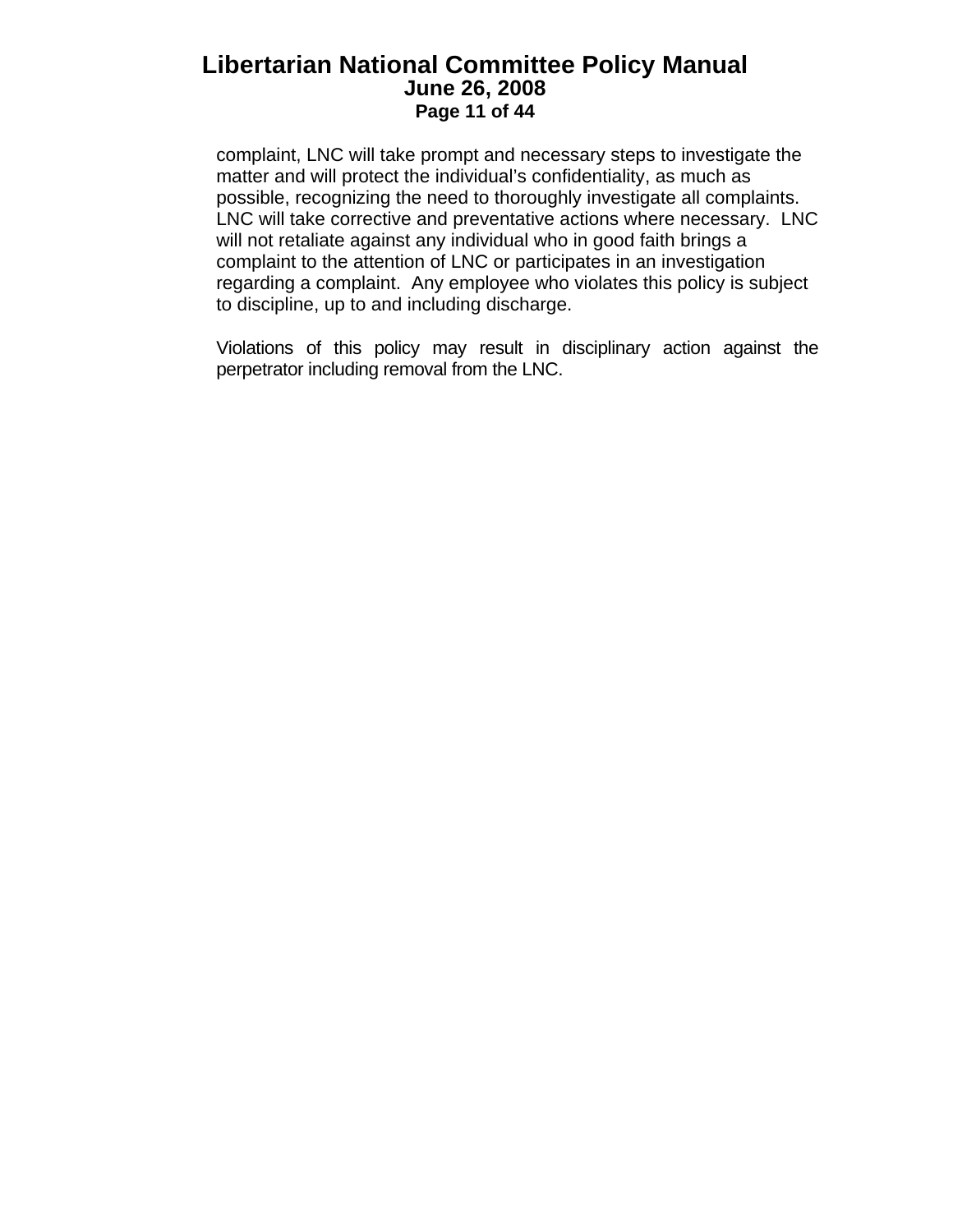complaint, LNC will take prompt and necessary steps to investigate the matter and will protect the individual's confidentiality, as much as possible, recognizing the need to thoroughly investigate all complaints. LNC will take corrective and preventative actions where necessary. LNC will not retaliate against any individual who in good faith brings a complaint to the attention of LNC or participates in an investigation regarding a complaint. Any employee who violates this policy is subject to discipline, up to and including discharge.

Violations of this policy may result in disciplinary action against the perpetrator including removal from the LNC.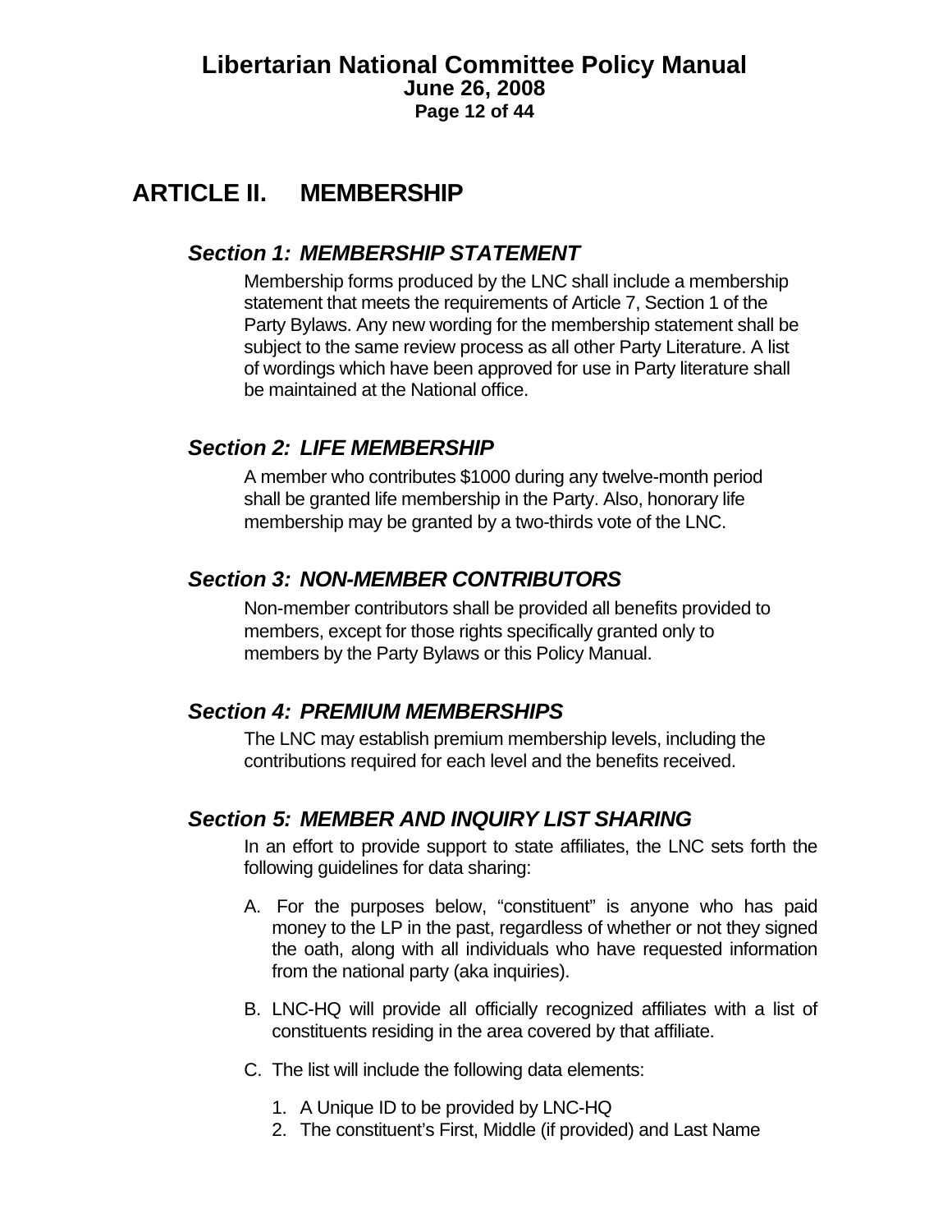# ARTICLE II. MEMBERSHIP

## *Section 1: MEMBERSHIP STATEMENT*

Membership forms produced by the LNC shall include a membership statement that meets the requirements of Article 7, Section 1 of the Party Bylaws. Any new wording for the membership statement shall be subject to the same review process as all other Party Literature. A list of wordings which have been approved for use in Party literature shall be maintained at the National office.

## *Section 2: LIFE MEMBERSHIP*

A member who contributes $1000 during any twelve-month period shall be granted life membership in the Party. Also, honorary life membership may be granted by a two-thirds vote of the LNC.

## *Section 3: NON-MEMBER CONTRIBUTORS*

Non-member contributors shall be provided all benefits provided to members, except for those rights specifically granted only to members by the Party Bylaws or this Policy Manual.

## *Section 4: PREMIUM MEMBERSHIPS*

The LNC may establish premium membership levels, including the contributions required for each level and the benefits received.

## *Section 5: MEMBER AND INQUIRY LIST SHARING*

In an effort to provide support to state affiliates, the LNC sets forth the following guidelines for data sharing:

A. For the purposes below, “constituent” is anyone who has paid money to the LP in the past, regardless of whether or not they signed the oath, along with all individuals who have requested information from the national party (aka inquiries).

B. LNC-HQ will provide all officially recognized affiliates with a list of constituents residing in the area covered by that affiliate.

C. The list will include the following data elements:

1. A Unique ID to be provided by LNC-HQ
2. The constituent’s First, Middle (if provided) and Last Name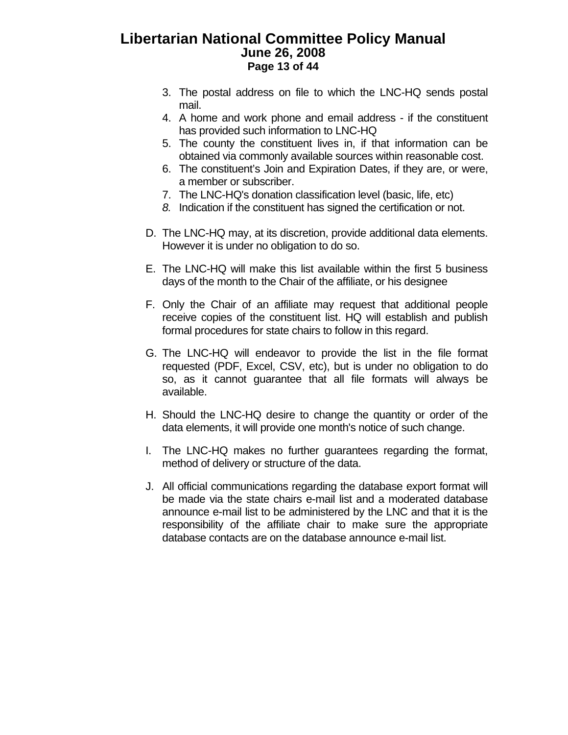3. The postal address on file to which the LNC-HQ sends postal mail.
4. A home and work phone and email address - if the constituent has provided such information to LNC-HQ
5. The county the constituent lives in, if that information can be obtained via commonly available sources within reasonable cost.
6. The constituent's Join and Expiration Dates, if they are, or were, a member or subscriber.
7. The LNC-HQ's donation classification level (basic, life, etc)
8. Indication if the constituent has signed the certification or not.

D. The LNC-HQ may, at its discretion, provide additional data elements. However it is under no obligation to do so.

E. The LNC-HQ will make this list available within the first 5 business days of the month to the Chair of the affiliate, or his designee

F. Only the Chair of an affiliate may request that additional people receive copies of the constituent list. HQ will establish and publish formal procedures for state chairs to follow in this regard.

G. The LNC-HQ will endeavor to provide the list in the file format requested (PDF, Excel, CSV, etc), but is under no obligation to do so, as it cannot guarantee that all file formats will always be available.

H. Should the LNC-HQ desire to change the quantity or order of the data elements, it will provide one month's notice of such change.

I. The LNC-HQ makes no further guarantees regarding the format, method of delivery or structure of the data.

J. All official communications regarding the database export format will be made via the state chairs e-mail list and a moderated database announce e-mail list to be administered by the LNC and that it is the responsibility of the affiliate chair to make sure the appropriate database contacts are on the database announce e-mail list.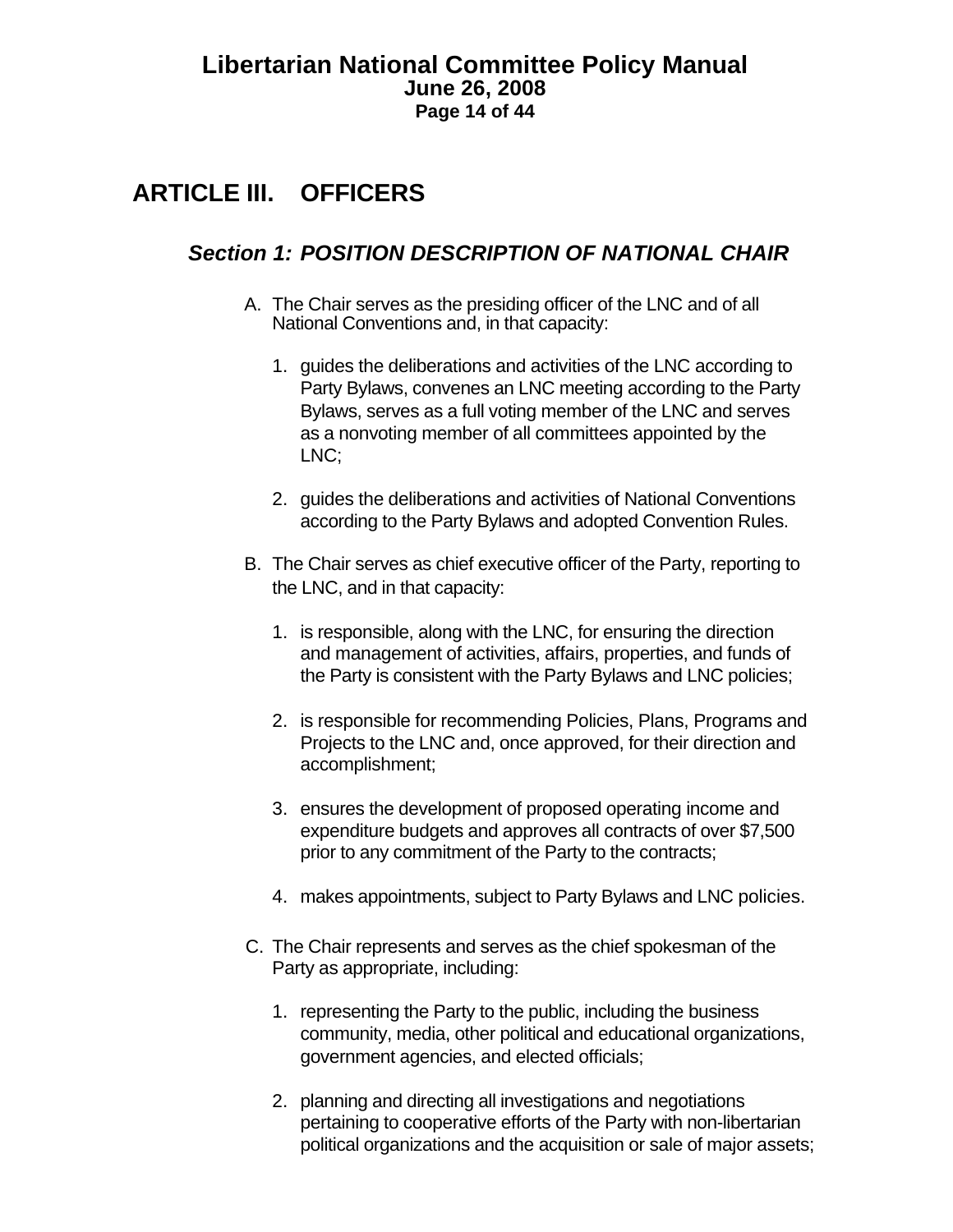# ARTICLE III. OFFICERS

## *Section 1: POSITION DESCRIPTION OF NATIONAL CHAIR*

A. The Chair serves as the presiding officer of the LNC and of all National Conventions and, in that capacity:

   1. guides the deliberations and activities of the LNC according to Party Bylaws, convenes an LNC meeting according to the Party Bylaws, serves as a full voting member of the LNC and serves as a nonvoting member of all committees appointed by the LNC;

   2. guides the deliberations and activities of National Conventions according to the Party Bylaws and adopted Convention Rules.

B. The Chair serves as chief executive officer of the Party, reporting to the LNC, and in that capacity:

   1. is responsible, along with the LNC, for ensuring the direction and management of activities, affairs, properties, and funds of the Party is consistent with the Party Bylaws and LNC policies;

   2. is responsible for recommending Policies, Plans, Programs and Projects to the LNC and, once approved, for their direction and accomplishment;

   3. ensures the development of proposed operating income and expenditure budgets and approves all contracts of over $7,500 prior to any commitment of the Party to the contracts;

   4. makes appointments, subject to Party Bylaws and LNC policies.

C. The Chair represents and serves as the chief spokesman of the Party as appropriate, including:

   1. representing the Party to the public, including the business community, media, other political and educational organizations, government agencies, and elected officials;

   2. planning and directing all investigations and negotiations pertaining to cooperative efforts of the Party with non-libertarian political organizations and the acquisition or sale of major assets;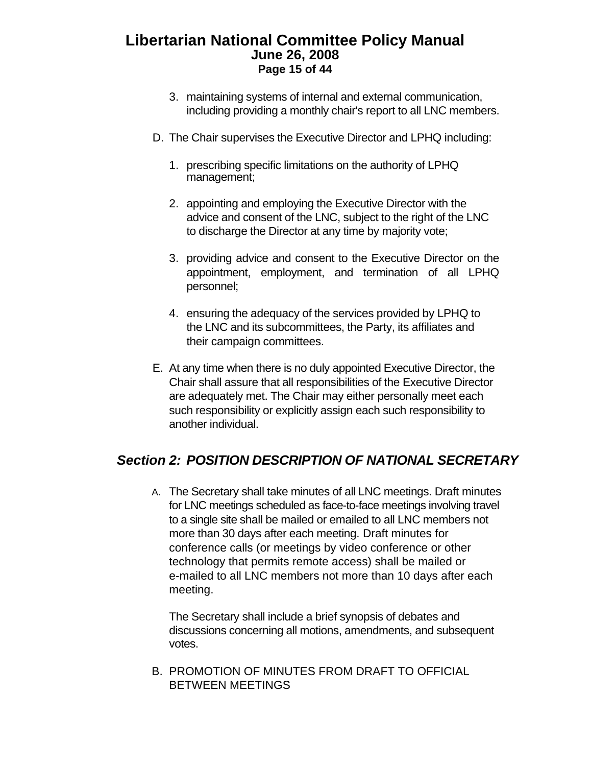3. maintaining systems of internal and external communication, including providing a monthly chair's report to all LNC members.

D. The Chair supervises the Executive Director and LPHQ including:

   1. prescribing specific limitations on the authority of LPHQ management;

   2. appointing and employing the Executive Director with the advice and consent of the LNC, subject to the right of the LNC to discharge the Director at any time by majority vote;

   3. providing advice and consent to the Executive Director on the appointment, employment, and termination of all LPHQ personnel;

   4. ensuring the adequacy of the services provided by LPHQ to the LNC and its subcommittees, the Party, its affiliates and their campaign committees.

E. At any time when there is no duly appointed Executive Director, the Chair shall assure that all responsibilities of the Executive Director are adequately met. The Chair may either personally meet each such responsibility or explicitly assign each such responsibility to another individual.

## *Section 2: POSITION DESCRIPTION OF NATIONAL SECRETARY*

A. The Secretary shall take minutes of all LNC meetings. Draft minutes for LNC meetings scheduled as face-to-face meetings involving travel to a single site shall be mailed or emailed to all LNC members not more than 30 days after each meeting. Draft minutes for conference calls (or meetings by video conference or other technology that permits remote access) shall be mailed or e-mailed to all LNC members not more than 10 days after each meeting.

   The Secretary shall include a brief synopsis of debates and discussions concerning all motions, amendments, and subsequent votes.

B. PROMOTION OF MINUTES FROM DRAFT TO OFFICIAL BETWEEN MEETINGS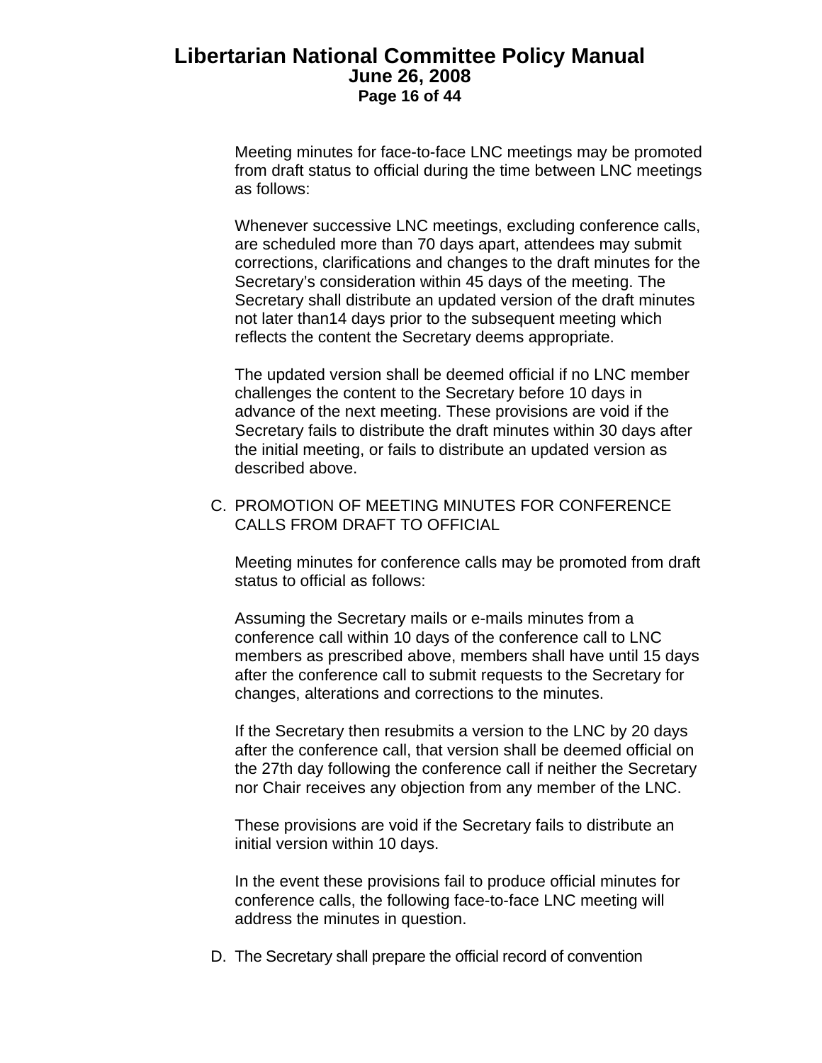Meeting minutes for face-to-face LNC meetings may be promoted from draft status to official during the time between LNC meetings as follows:

Whenever successive LNC meetings, excluding conference calls, are scheduled more than 70 days apart, attendees may submit corrections, clarifications and changes to the draft minutes for the Secretary's consideration within 45 days of the meeting. The Secretary shall distribute an updated version of the draft minutes not later than14 days prior to the subsequent meeting which reflects the content the Secretary deems appropriate.

The updated version shall be deemed official if no LNC member challenges the content to the Secretary before 10 days in advance of the next meeting. These provisions are void if the Secretary fails to distribute the draft minutes within 30 days after the initial meeting, or fails to distribute an updated version as described above.

C. PROMOTION OF MEETING MINUTES FOR CONFERENCE CALLS FROM DRAFT TO OFFICIAL

Meeting minutes for conference calls may be promoted from draft status to official as follows:

Assuming the Secretary mails or e-mails minutes from a conference call within 10 days of the conference call to LNC members as prescribed above, members shall have until 15 days after the conference call to submit requests to the Secretary for changes, alterations and corrections to the minutes.

If the Secretary then resubmits a version to the LNC by 20 days after the conference call, that version shall be deemed official on the 27th day following the conference call if neither the Secretary nor Chair receives any objection from any member of the LNC.

These provisions are void if the Secretary fails to distribute an initial version within 10 days.

In the event these provisions fail to produce official minutes for conference calls, the following face-to-face LNC meeting will address the minutes in question.

D. The Secretary shall prepare the official record of convention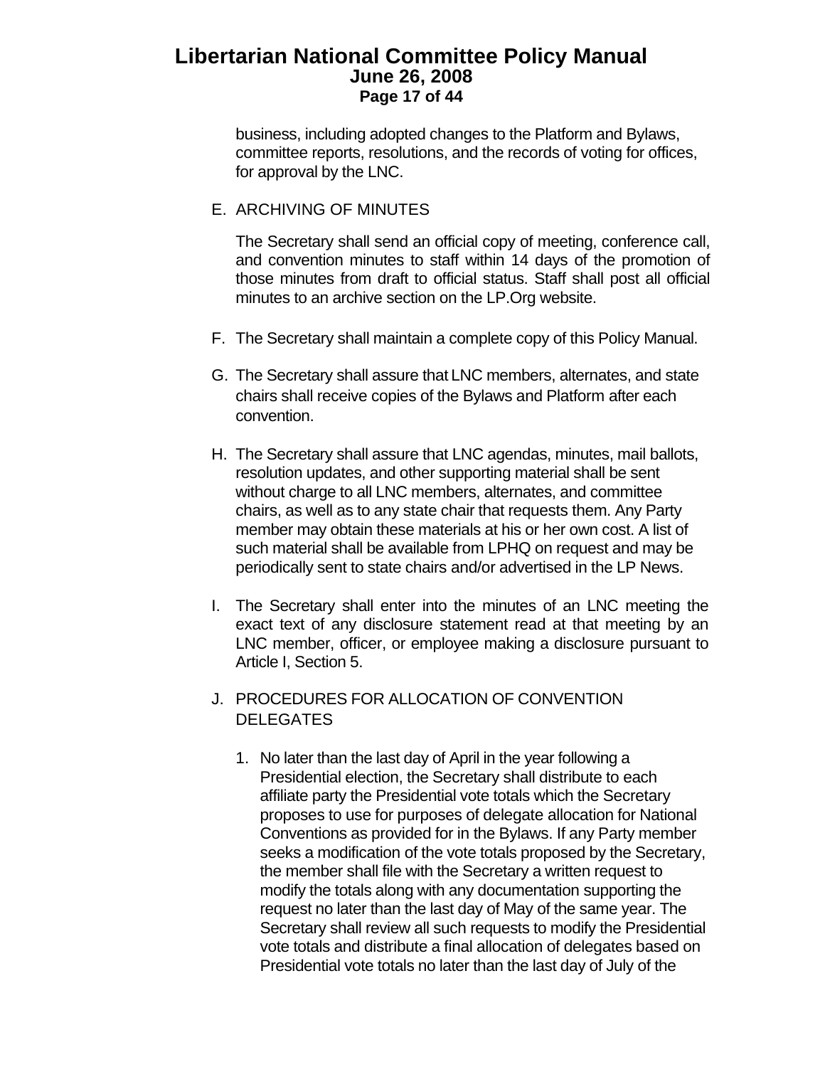business, including adopted changes to the Platform and Bylaws, committee reports, resolutions, and the records of voting for offices, for approval by the LNC.

E. ARCHIVING OF MINUTES

The Secretary shall send an official copy of meeting, conference call, and convention minutes to staff within 14 days of the promotion of those minutes from draft to official status. Staff shall post all official minutes to an archive section on the LP.Org website.

F. The Secretary shall maintain a complete copy of this Policy Manual.

G. The Secretary shall assure that LNC members, alternates, and state chairs shall receive copies of the Bylaws and Platform after each convention.

H. The Secretary shall assure that LNC agendas, minutes, mail ballots, resolution updates, and other supporting material shall be sent without charge to all LNC members, alternates, and committee chairs, as well as to any state chair that requests them. Any Party member may obtain these materials at his or her own cost. A list of such material shall be available from LPHQ on request and may be periodically sent to state chairs and/or advertised in the LP News.

I. The Secretary shall enter into the minutes of an LNC meeting the exact text of any disclosure statement read at that meeting by an LNC member, officer, or employee making a disclosure pursuant to Article I, Section 5.

J. PROCEDURES FOR ALLOCATION OF CONVENTION DELEGATES

1. No later than the last day of April in the year following a Presidential election, the Secretary shall distribute to each affiliate party the Presidential vote totals which the Secretary proposes to use for purposes of delegate allocation for National Conventions as provided for in the Bylaws. If any Party member seeks a modification of the vote totals proposed by the Secretary, the member shall file with the Secretary a written request to modify the totals along with any documentation supporting the request no later than the last day of May of the same year. The Secretary shall review all such requests to modify the Presidential vote totals and distribute a final allocation of delegates based on Presidential vote totals no later than the last day of July of the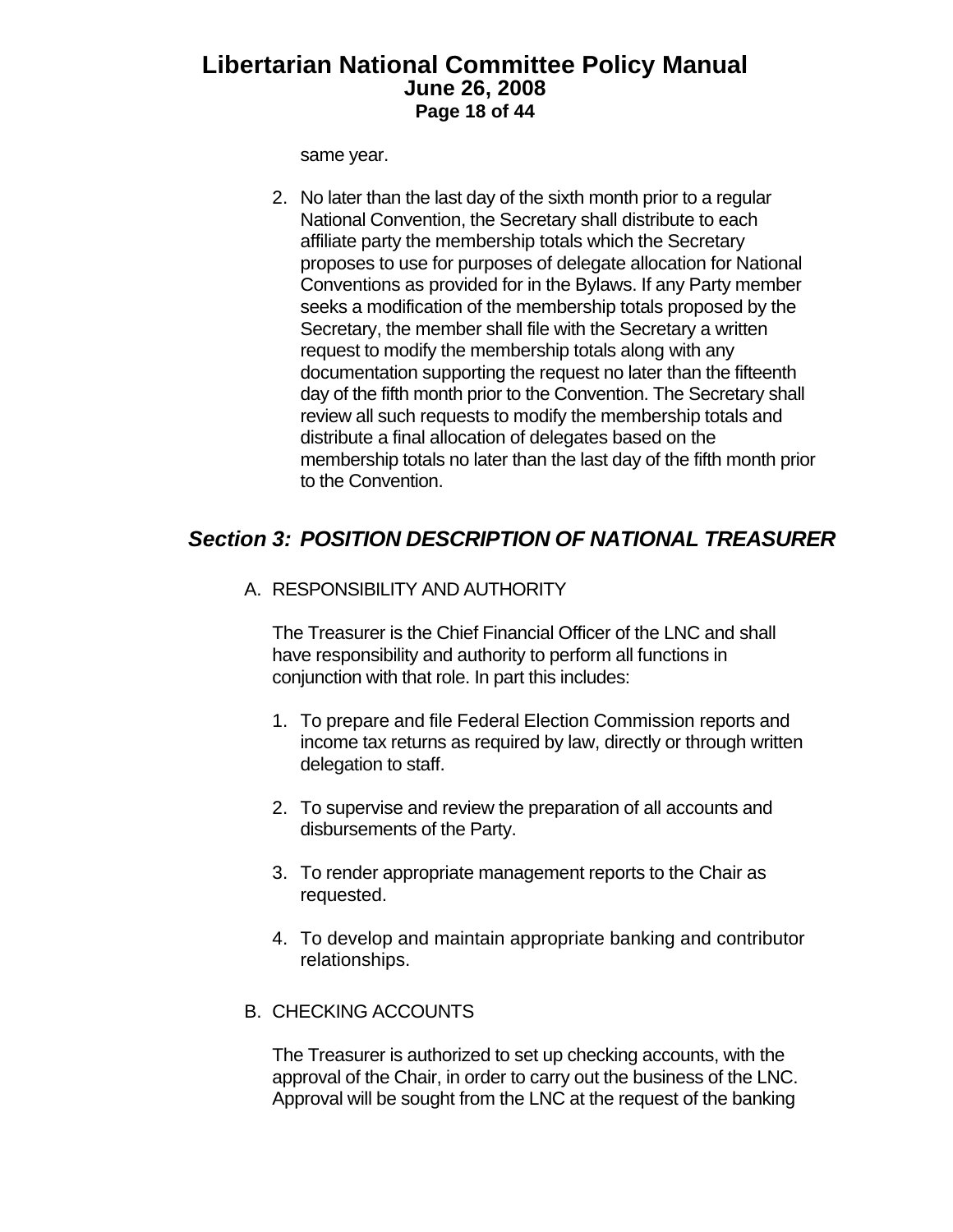same year.

2. No later than the last day of the sixth month prior to a regular National Convention, the Secretary shall distribute to each affiliate party the membership totals which the Secretary proposes to use for purposes of delegate allocation for National Conventions as provided for in the Bylaws. If any Party member seeks a modification of the membership totals proposed by the Secretary, the member shall file with the Secretary a written request to modify the membership totals along with any documentation supporting the request no later than the fifteenth day of the fifth month prior to the Convention. The Secretary shall review all such requests to modify the membership totals and distribute a final allocation of delegates based on the membership totals no later than the last day of the fifth month prior to the Convention.

## *Section 3: POSITION DESCRIPTION OF NATIONAL TREASURER*

A. RESPONSIBILITY AND AUTHORITY

The Treasurer is the Chief Financial Officer of the LNC and shall have responsibility and authority to perform all functions in conjunction with that role. In part this includes:

1. To prepare and file Federal Election Commission reports and income tax returns as required by law, directly or through written delegation to staff.

2. To supervise and review the preparation of all accounts and disbursements of the Party.

3. To render appropriate management reports to the Chair as requested.

4. To develop and maintain appropriate banking and contributor relationships.

B. CHECKING ACCOUNTS

The Treasurer is authorized to set up checking accounts, with the approval of the Chair, in order to carry out the business of the LNC. Approval will be sought from the LNC at the request of the banking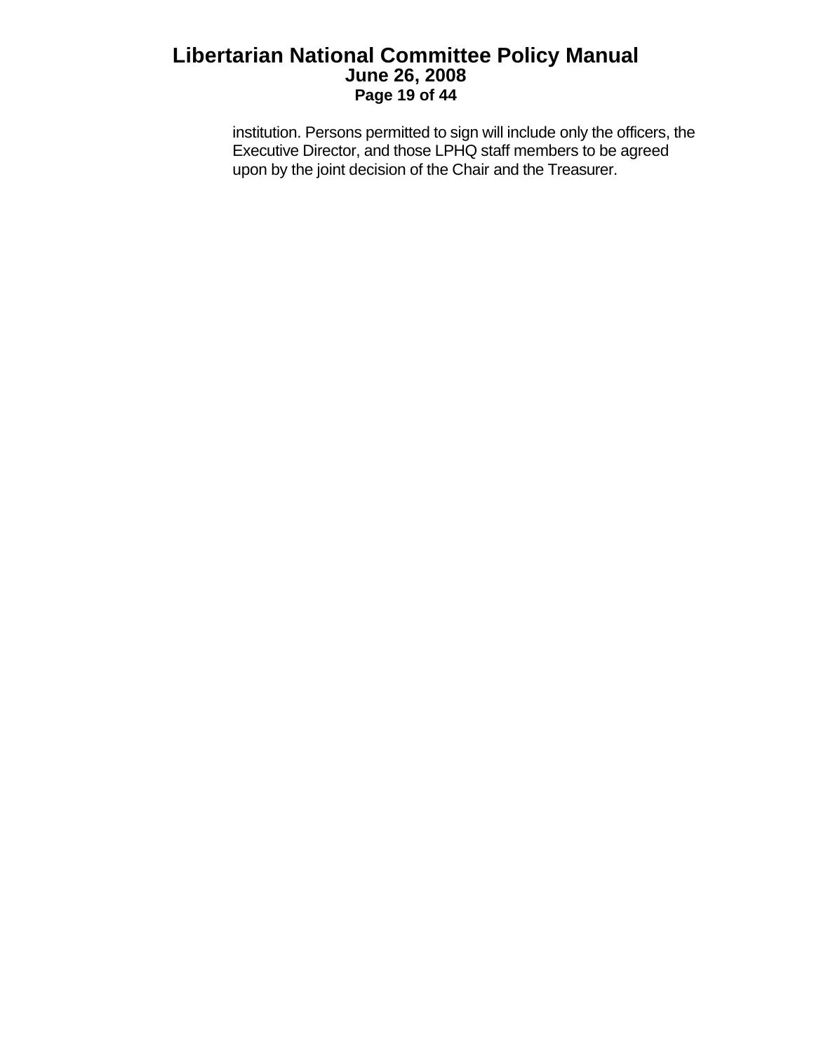institution. Persons permitted to sign will include only the officers, the Executive Director, and those LPHQ staff members to be agreed upon by the joint decision of the Chair and the Treasurer.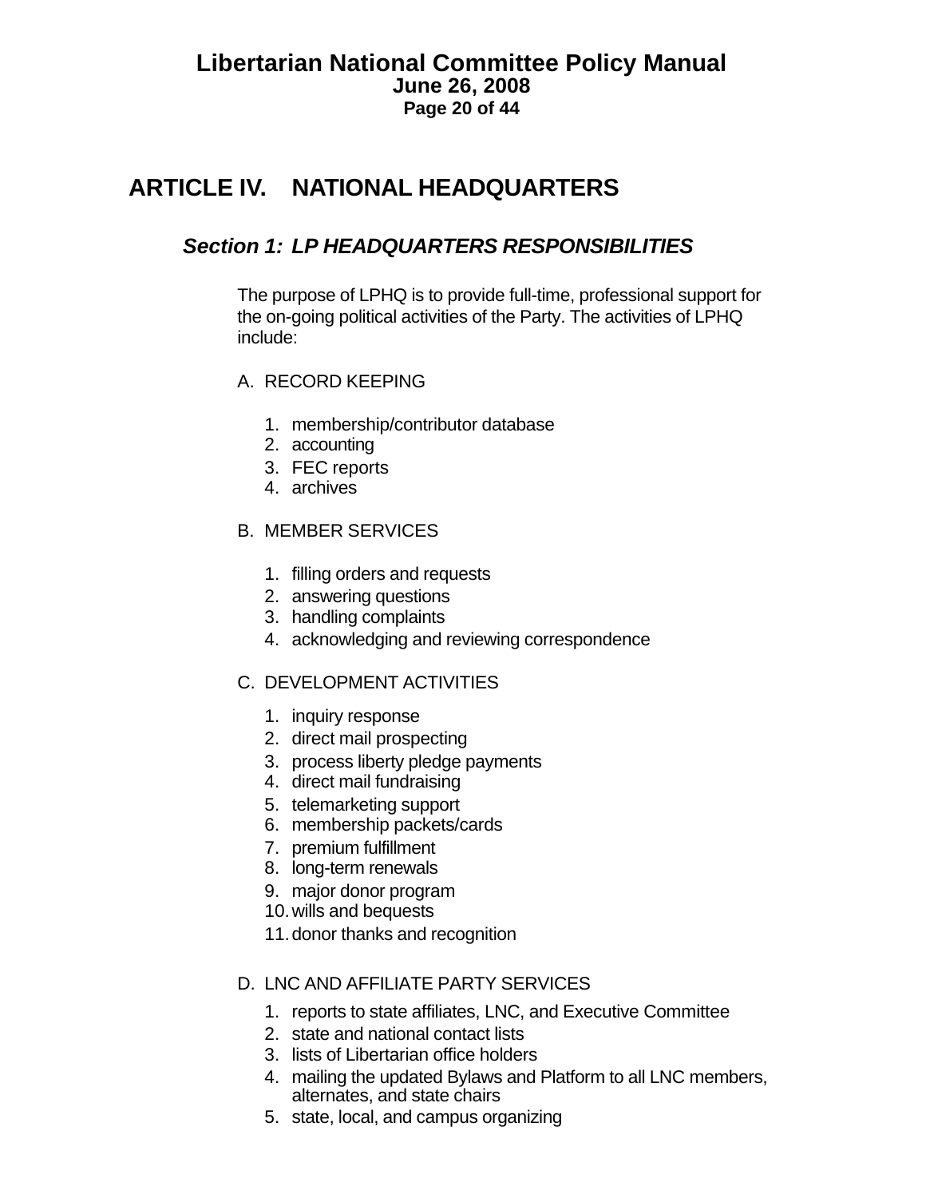# ARTICLE IV. NATIONAL HEADQUARTERS

## *Section 1: LP HEADQUARTERS RESPONSIBILITIES*

The purpose of LPHQ is to provide full-time, professional support for the on-going political activities of the Party. The activities of LPHQ include:

A. RECORD KEEPING

1. membership/contributor database
2. accounting
3. FEC reports
4. archives

B. MEMBER SERVICES

1. filling orders and requests
2. answering questions
3. handling complaints
4. acknowledging and reviewing correspondence

C. DEVELOPMENT ACTIVITIES

1. inquiry response
2. direct mail prospecting
3. process liberty pledge payments
4. direct mail fundraising
5. telemarketing support
6. membership packets/cards
7. premium fulfillment
8. long-term renewals
9. major donor program
10. wills and bequests
11. donor thanks and recognition

D. LNC AND AFFILIATE PARTY SERVICES

1. reports to state affiliates, LNC, and Executive Committee
2. state and national contact lists
3. lists of Libertarian office holders
4. mailing the updated Bylaws and Platform to all LNC members, alternates, and state chairs
5. state, local, and campus organizing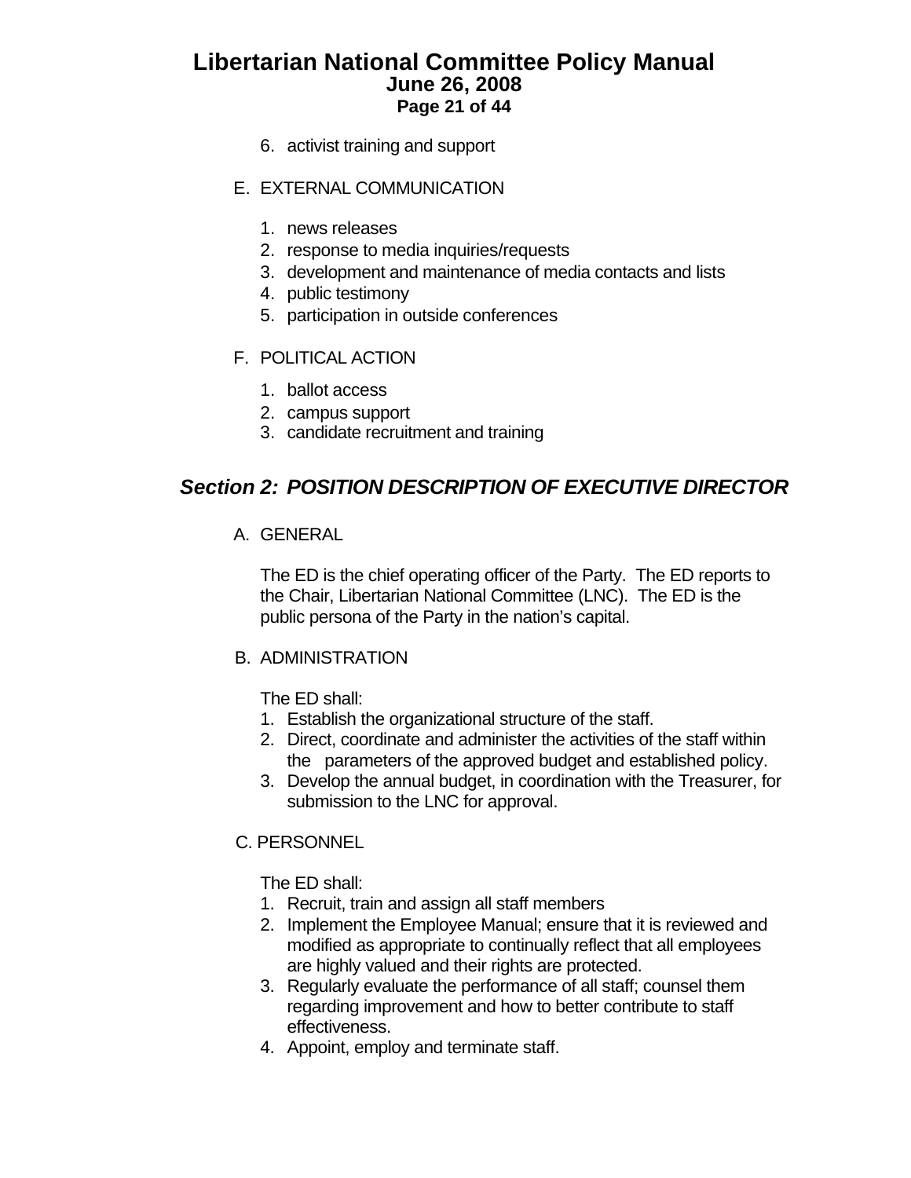6. activist training and support

E. EXTERNAL COMMUNICATION

1. news releases
2. response to media inquiries/requests
3. development and maintenance of media contacts and lists
4. public testimony
5. participation in outside conferences

F. POLITICAL ACTION

1. ballot access
2. campus support
3. candidate recruitment and training

## *Section 2: POSITION DESCRIPTION OF EXECUTIVE DIRECTOR*

A. GENERAL

The ED is the chief operating officer of the Party. The ED reports to the Chair, Libertarian National Committee (LNC). The ED is the public persona of the Party in the nation's capital.

B. ADMINISTRATION

The ED shall:

1. Establish the organizational structure of the staff.
2. Direct, coordinate and administer the activities of the staff within the parameters of the approved budget and established policy.
3. Develop the annual budget, in coordination with the Treasurer, for submission to the LNC for approval.

C. PERSONNEL

The ED shall:

1. Recruit, train and assign all staff members
2. Implement the Employee Manual; ensure that it is reviewed and modified as appropriate to continually reflect that all employees are highly valued and their rights are protected.
3. Regularly evaluate the performance of all staff; counsel them regarding improvement and how to better contribute to staff effectiveness.
4. Appoint, employ and terminate staff.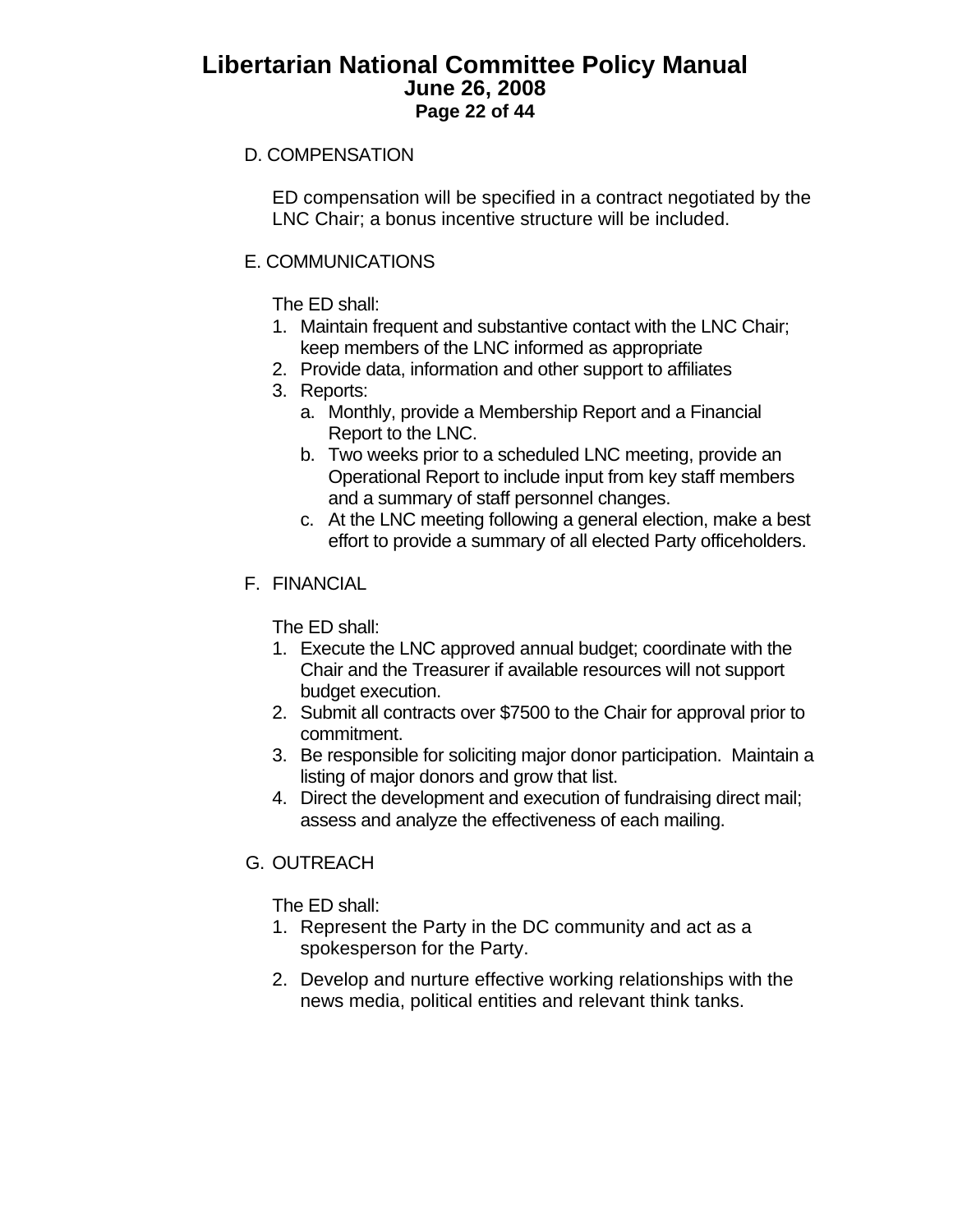D. COMPENSATION

ED compensation will be specified in a contract negotiated by the LNC Chair; a bonus incentive structure will be included.

E. COMMUNICATIONS

The ED shall:

1. Maintain frequent and substantive contact with the LNC Chair; keep members of the LNC informed as appropriate
2. Provide data, information and other support to affiliates
3. Reports:
   a. Monthly, provide a Membership Report and a Financial Report to the LNC.
   b. Two weeks prior to a scheduled LNC meeting, provide an Operational Report to include input from key staff members and a summary of staff personnel changes.
   c. At the LNC meeting following a general election, make a best effort to provide a summary of all elected Party officeholders.

F. FINANCIAL

The ED shall:

1. Execute the LNC approved annual budget; coordinate with the Chair and the Treasurer if available resources will not support budget execution.
2. Submit all contracts over $7500 to the Chair for approval prior to commitment.
3. Be responsible for soliciting major donor participation. Maintain a listing of major donors and grow that list.
4. Direct the development and execution of fundraising direct mail; assess and analyze the effectiveness of each mailing.

G. OUTREACH

The ED shall:

1. Represent the Party in the DC community and act as a spokesperson for the Party.
2. Develop and nurture effective working relationships with the news media, political entities and relevant think tanks.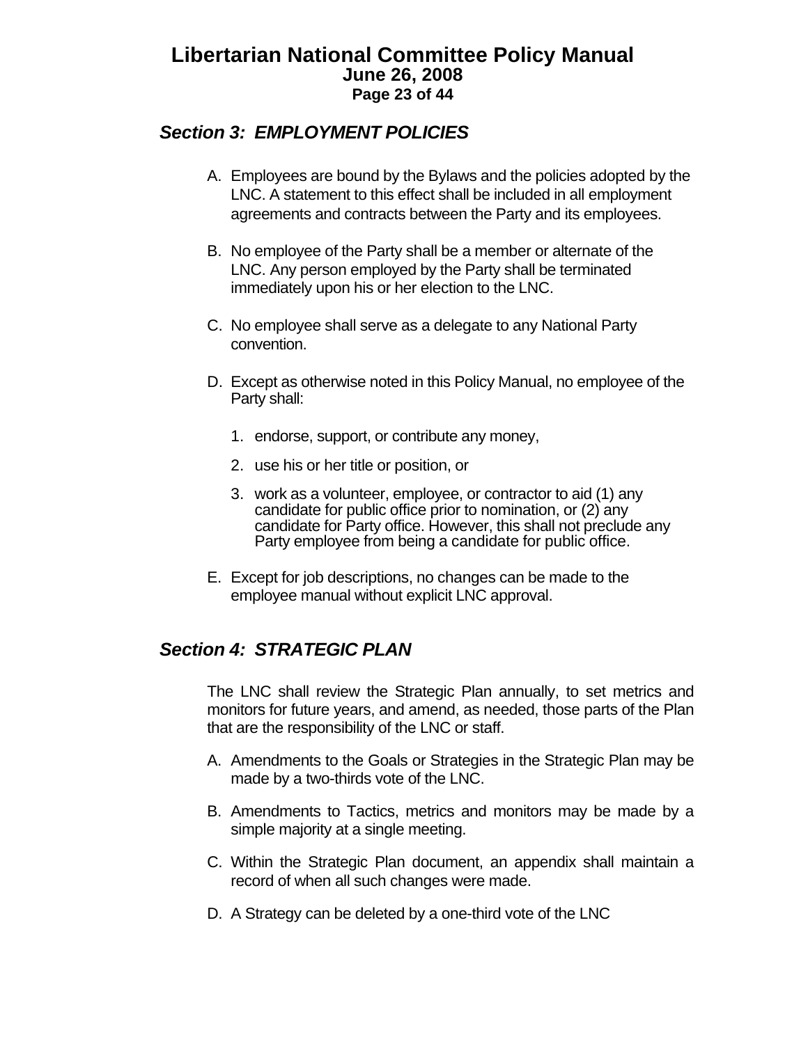## *Section 3: EMPLOYMENT POLICIES*

A. Employees are bound by the Bylaws and the policies adopted by the LNC. A statement to this effect shall be included in all employment agreements and contracts between the Party and its employees.

B. No employee of the Party shall be a member or alternate of the LNC. Any person employed by the Party shall be terminated immediately upon his or her election to the LNC.

C. No employee shall serve as a delegate to any National Party convention.

D. Except as otherwise noted in this Policy Manual, no employee of the Party shall:

   1. endorse, support, or contribute any money,

   2. use his or her title or position, or

   3. work as a volunteer, employee, or contractor to aid (1) any candidate for public office prior to nomination, or (2) any candidate for Party office. However, this shall not preclude any Party employee from being a candidate for public office.

E. Except for job descriptions, no changes can be made to the employee manual without explicit LNC approval.

## *Section 4: STRATEGIC PLAN*

The LNC shall review the Strategic Plan annually, to set metrics and monitors for future years, and amend, as needed, those parts of the Plan that are the responsibility of the LNC or staff.

A. Amendments to the Goals or Strategies in the Strategic Plan may be made by a two-thirds vote of the LNC.

B. Amendments to Tactics, metrics and monitors may be made by a simple majority at a single meeting.

C. Within the Strategic Plan document, an appendix shall maintain a record of when all such changes were made.

D. A Strategy can be deleted by a one-third vote of the LNC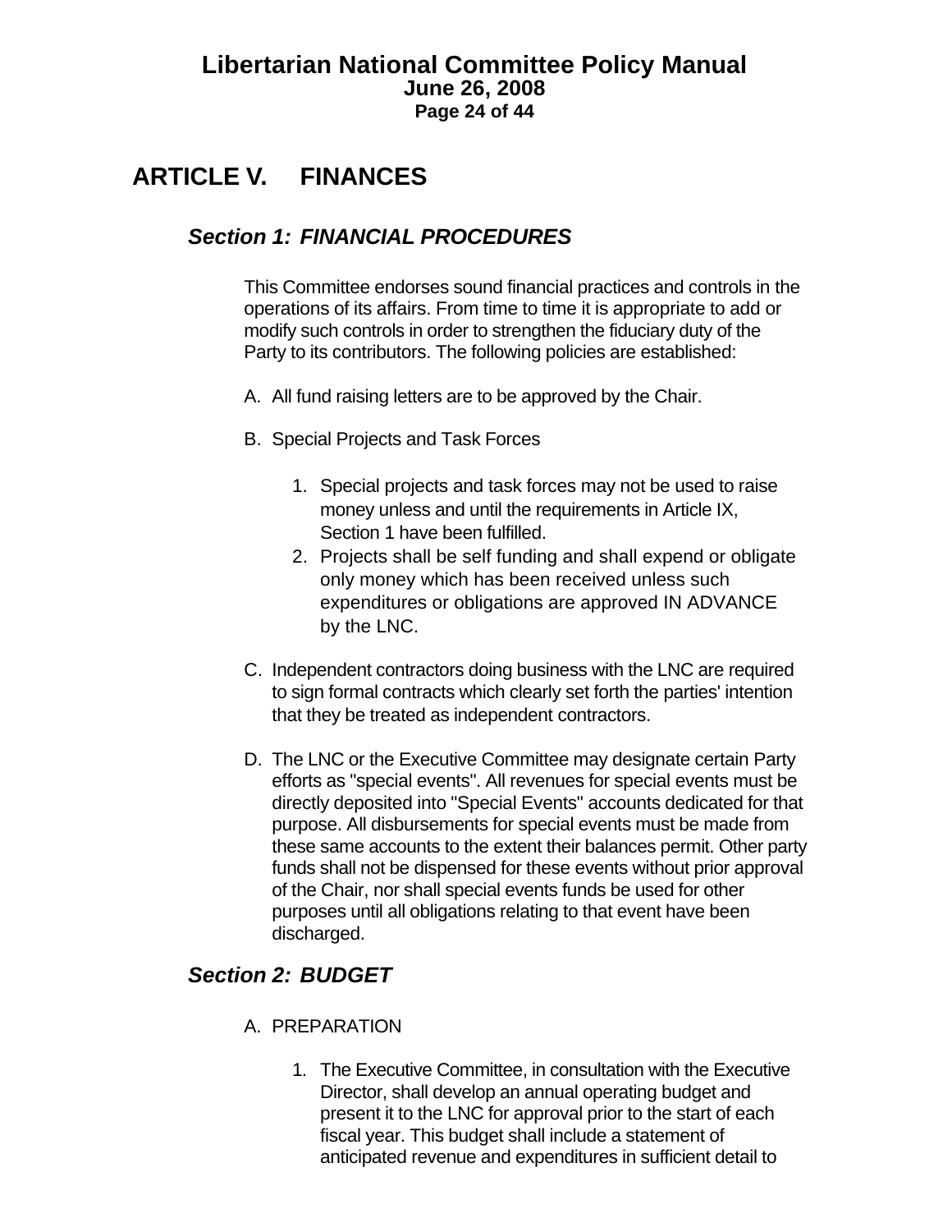# ARTICLE V. FINANCES

## *Section 1: FINANCIAL PROCEDURES*

This Committee endorses sound financial practices and controls in the operations of its affairs. From time to time it is appropriate to add or modify such controls in order to strengthen the fiduciary duty of the Party to its contributors. The following policies are established:

A. All fund raising letters are to be approved by the Chair.

B. Special Projects and Task Forces

1. Special projects and task forces may not be used to raise money unless and until the requirements in Article IX, Section 1 have been fulfilled.
2. Projects shall be self funding and shall expend or obligate only money which has been received unless such expenditures or obligations are approved IN ADVANCE by the LNC.

C. Independent contractors doing business with the LNC are required to sign formal contracts which clearly set forth the parties' intention that they be treated as independent contractors.

D. The LNC or the Executive Committee may designate certain Party efforts as "special events". All revenues for special events must be directly deposited into "Special Events" accounts dedicated for that purpose. All disbursements for special events must be made from these same accounts to the extent their balances permit. Other party funds shall not be dispensed for these events without prior approval of the Chair, nor shall special events funds be used for other purposes until all obligations relating to that event have been discharged.

## *Section 2: BUDGET*

A. PREPARATION

1. The Executive Committee, in consultation with the Executive Director, shall develop an annual operating budget and present it to the LNC for approval prior to the start of each fiscal year. This budget shall include a statement of anticipated revenue and expenditures in sufficient detail to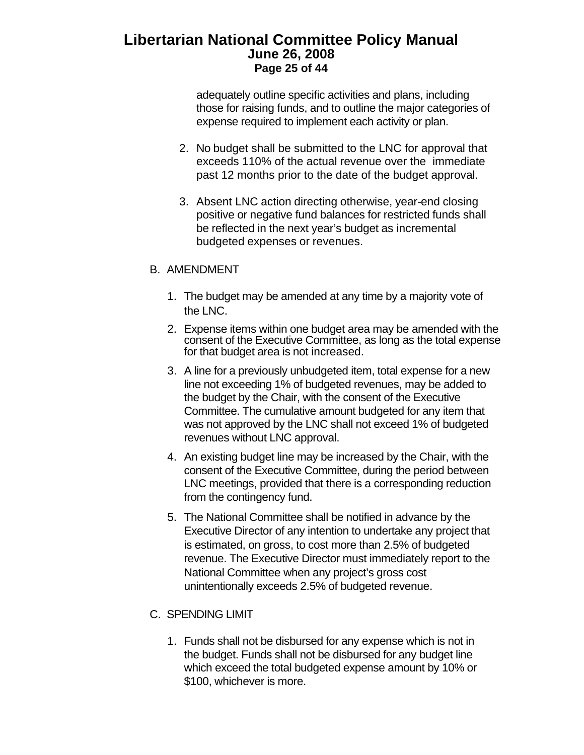adequately outline specific activities and plans, including those for raising funds, and to outline the major categories of expense required to implement each activity or plan.

2. No budget shall be submitted to the LNC for approval that exceeds 110% of the actual revenue over the immediate past 12 months prior to the date of the budget approval.

3. Absent LNC action directing otherwise, year-end closing positive or negative fund balances for restricted funds shall be reflected in the next year's budget as incremental budgeted expenses or revenues.

B. AMENDMENT

1. The budget may be amended at any time by a majority vote of the LNC.
2. Expense items within one budget area may be amended with the consent of the Executive Committee, as long as the total expense for that budget area is not increased.
3. A line for a previously unbudgeted item, total expense for a new line not exceeding 1% of budgeted revenues, may be added to the budget by the Chair, with the consent of the Executive Committee. The cumulative amount budgeted for any item that was not approved by the LNC shall not exceed 1% of budgeted revenues without LNC approval.
4. An existing budget line may be increased by the Chair, with the consent of the Executive Committee, during the period between LNC meetings, provided that there is a corresponding reduction from the contingency fund.
5. The National Committee shall be notified in advance by the Executive Director of any intention to undertake any project that is estimated, on gross, to cost more than 2.5% of budgeted revenue. The Executive Director must immediately report to the National Committee when any project's gross cost unintentionally exceeds 2.5% of budgeted revenue.

C. SPENDING LIMIT

1. Funds shall not be disbursed for any expense which is not in the budget. Funds shall not be disbursed for any budget line which exceed the total budgeted expense amount by 10% or $100, whichever is more.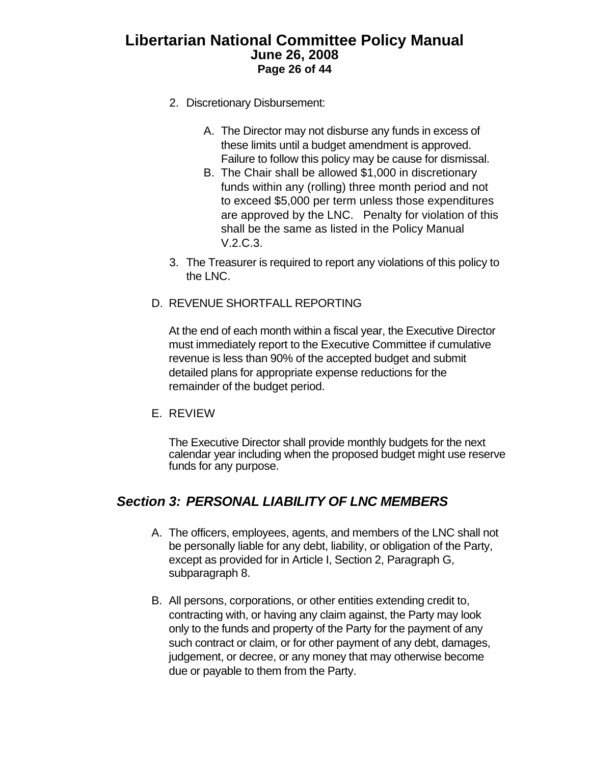2. Discretionary Disbursement:

   A. The Director may not disburse any funds in excess of these limits until a budget amendment is approved. Failure to follow this policy may be cause for dismissal.
   B. The Chair shall be allowed $1,000 in discretionary funds within any (rolling) three month period and not to exceed $5,000 per term unless those expenditures are approved by the LNC. Penalty for violation of this shall be the same as listed in the Policy Manual V.2.C.3.

3. The Treasurer is required to report any violations of this policy to the LNC.

D. REVENUE SHORTFALL REPORTING

At the end of each month within a fiscal year, the Executive Director must immediately report to the Executive Committee if cumulative revenue is less than 90% of the accepted budget and submit detailed plans for appropriate expense reductions for the remainder of the budget period.

E. REVIEW

The Executive Director shall provide monthly budgets for the next calendar year including when the proposed budget might use reserve funds for any purpose.

## *Section 3: PERSONAL LIABILITY OF LNC MEMBERS*

A. The officers, employees, agents, and members of the LNC shall not be personally liable for any debt, liability, or obligation of the Party, except as provided for in Article I, Section 2, Paragraph G, subparagraph 8.

B. All persons, corporations, or other entities extending credit to, contracting with, or having any claim against, the Party may look only to the funds and property of the Party for the payment of any such contract or claim, or for other payment of any debt, damages, judgement, or decree, or any money that may otherwise become due or payable to them from the Party.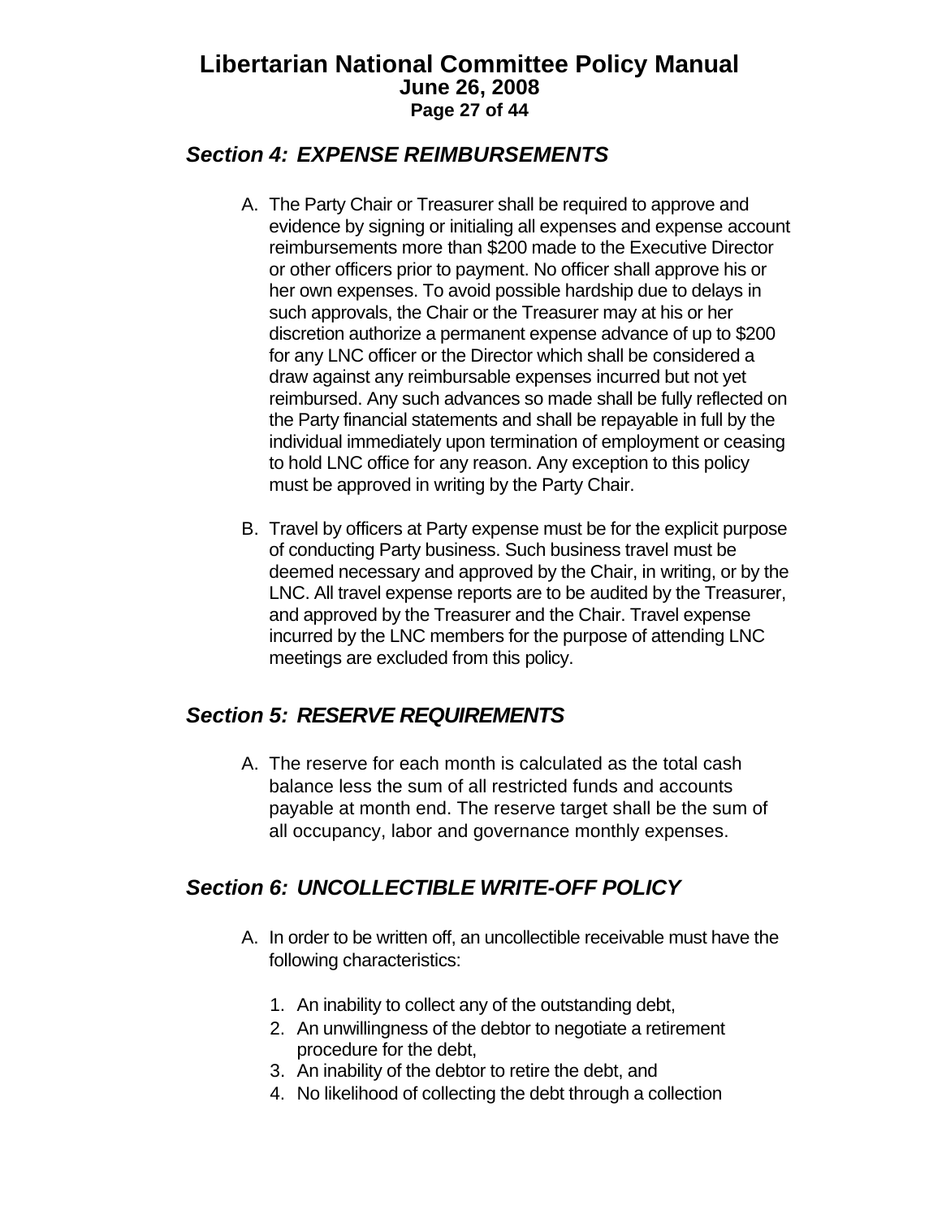## *Section 4: EXPENSE REIMBURSEMENTS*

A. The Party Chair or Treasurer shall be required to approve and evidence by signing or initialing all expenses and expense account reimbursements more than $200 made to the Executive Director or other officers prior to payment. No officer shall approve his or her own expenses. To avoid possible hardship due to delays in such approvals, the Chair or the Treasurer may at his or her discretion authorize a permanent expense advance of up to $200 for any LNC officer or the Director which shall be considered a draw against any reimbursable expenses incurred but not yet reimbursed. Any such advances so made shall be fully reflected on the Party financial statements and shall be repayable in full by the individual immediately upon termination of employment or ceasing to hold LNC office for any reason. Any exception to this policy must be approved in writing by the Party Chair.

B. Travel by officers at Party expense must be for the explicit purpose of conducting Party business. Such business travel must be deemed necessary and approved by the Chair, in writing, or by the LNC. All travel expense reports are to be audited by the Treasurer, and approved by the Treasurer and the Chair. Travel expense incurred by the LNC members for the purpose of attending LNC meetings are excluded from this policy.

## *Section 5: RESERVE REQUIREMENTS*

A. The reserve for each month is calculated as the total cash balance less the sum of all restricted funds and accounts payable at month end. The reserve target shall be the sum of all occupancy, labor and governance monthly expenses.

## *Section 6: UNCOLLECTIBLE WRITE-OFF POLICY*

A. In order to be written off, an uncollectible receivable must have the following characteristics:

   1. An inability to collect any of the outstanding debt,
   2. An unwillingness of the debtor to negotiate a retirement procedure for the debt,
   3. An inability of the debtor to retire the debt, and
   4. No likelihood of collecting the debt through a collection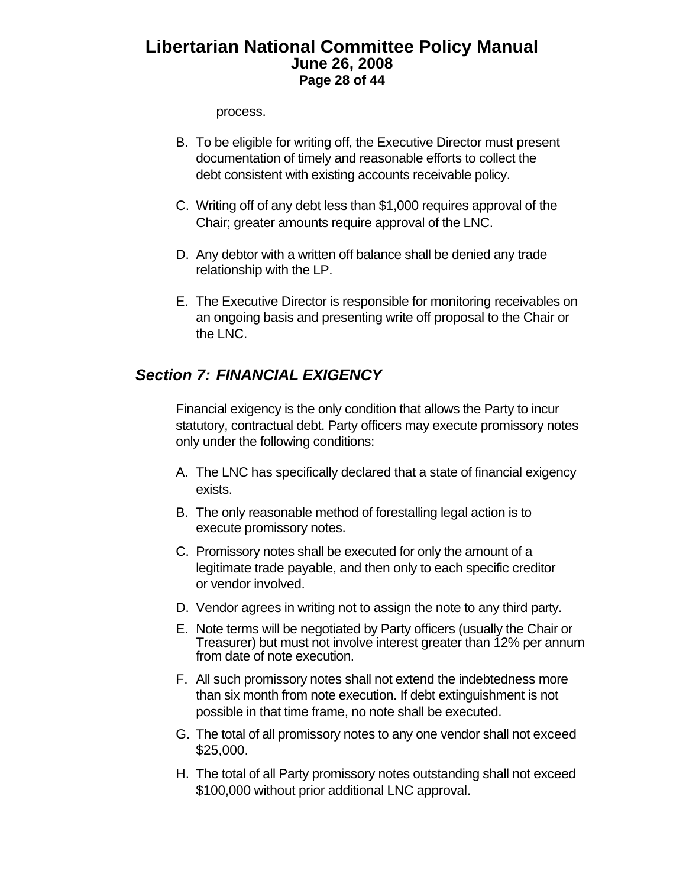process.

B. To be eligible for writing off, the Executive Director must present documentation of timely and reasonable efforts to collect the debt consistent with existing accounts receivable policy.

C. Writing off of any debt less than $1,000 requires approval of the Chair; greater amounts require approval of the LNC.

D. Any debtor with a written off balance shall be denied any trade relationship with the LP.

E. The Executive Director is responsible for monitoring receivables on an ongoing basis and presenting write off proposal to the Chair or the LNC.

## *Section 7: FINANCIAL EXIGENCY*

Financial exigency is the only condition that allows the Party to incur statutory, contractual debt. Party officers may execute promissory notes only under the following conditions:

A. The LNC has specifically declared that a state of financial exigency exists.

B. The only reasonable method of forestalling legal action is to execute promissory notes.

C. Promissory notes shall be executed for only the amount of a legitimate trade payable, and then only to each specific creditor or vendor involved.

D. Vendor agrees in writing not to assign the note to any third party.

E. Note terms will be negotiated by Party officers (usually the Chair or Treasurer) but must not involve interest greater than 12% per annum from date of note execution.

F. All such promissory notes shall not extend the indebtedness more than six month from note execution. If debt extinguishment is not possible in that time frame, no note shall be executed.

G. The total of all promissory notes to any one vendor shall not exceed $25,000.

H. The total of all Party promissory notes outstanding shall not exceed $100,000 without prior additional LNC approval.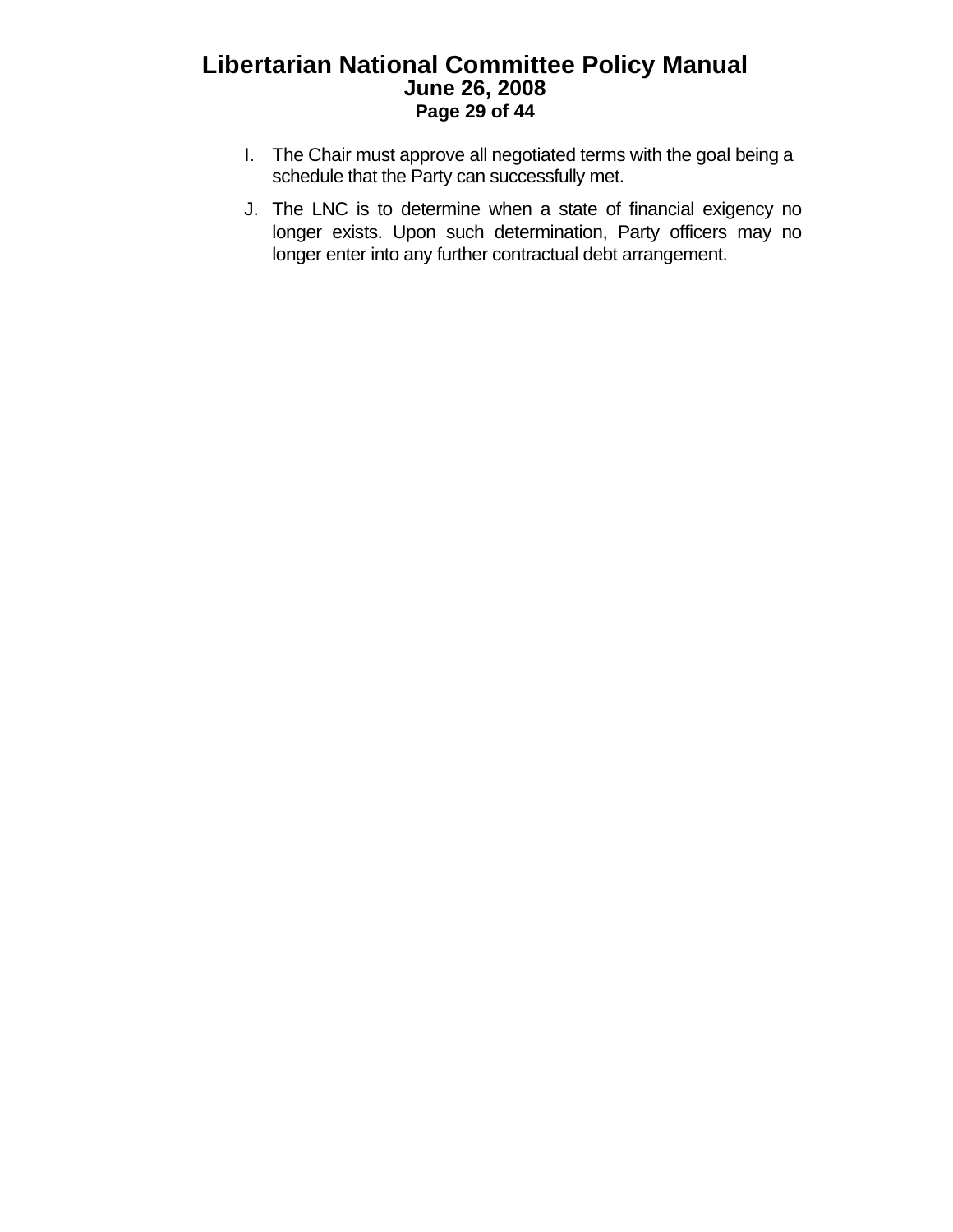I. The Chair must approve all negotiated terms with the goal being a schedule that the Party can successfully met.

J. The LNC is to determine when a state of financial exigency no longer exists. Upon such determination, Party officers may no longer enter into any further contractual debt arrangement.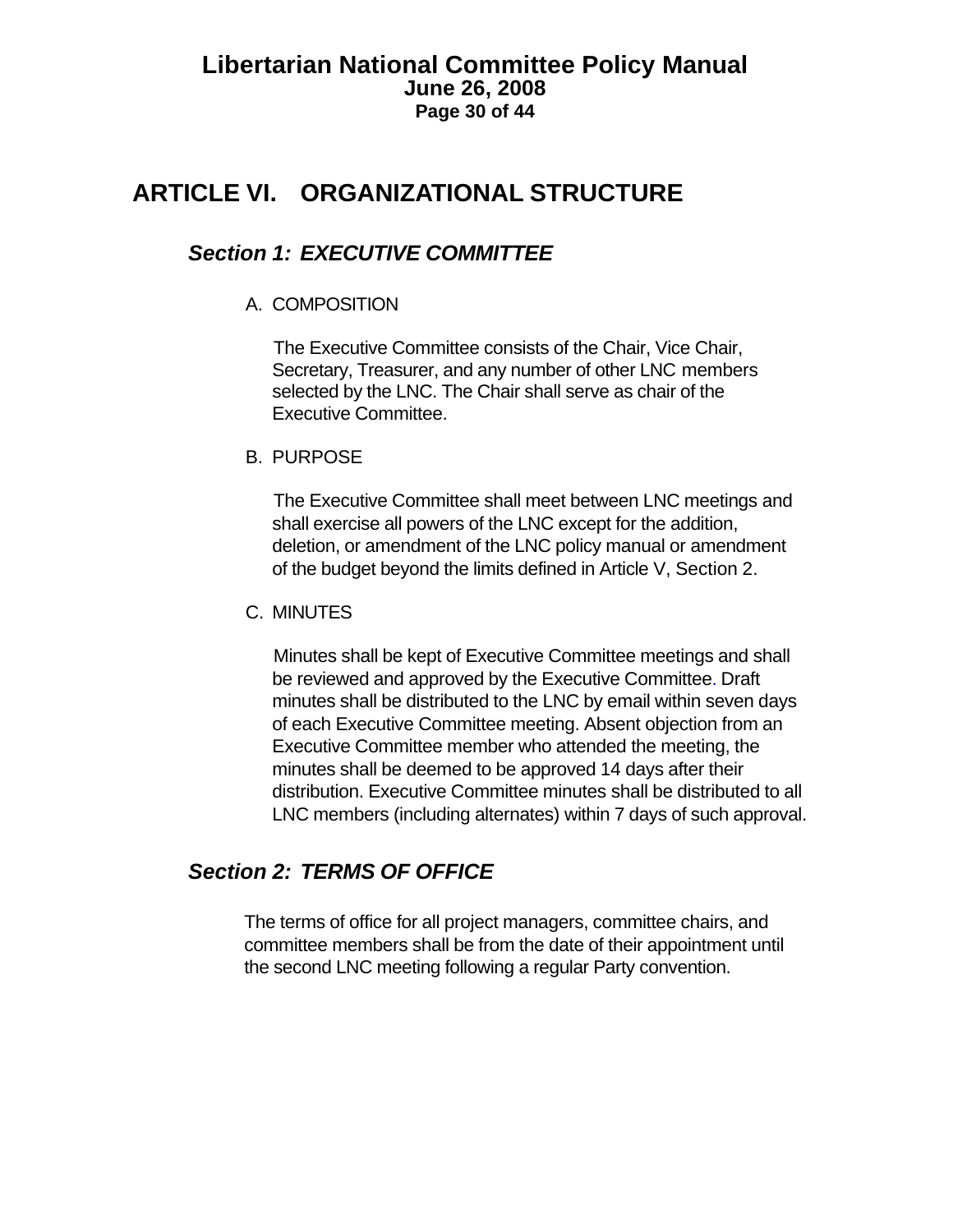# ARTICLE VI. ORGANIZATIONAL STRUCTURE

## *Section 1: EXECUTIVE COMMITTEE*

A. COMPOSITION

The Executive Committee consists of the Chair, Vice Chair, Secretary, Treasurer, and any number of other LNC members selected by the LNC. The Chair shall serve as chair of the Executive Committee.

B. PURPOSE

The Executive Committee shall meet between LNC meetings and shall exercise all powers of the LNC except for the addition, deletion, or amendment of the LNC policy manual or amendment of the budget beyond the limits defined in Article V, Section 2.

C. MINUTES

Minutes shall be kept of Executive Committee meetings and shall be reviewed and approved by the Executive Committee. Draft minutes shall be distributed to the LNC by email within seven days of each Executive Committee meeting. Absent objection from an Executive Committee member who attended the meeting, the minutes shall be deemed to be approved 14 days after their distribution. Executive Committee minutes shall be distributed to all LNC members (including alternates) within 7 days of such approval.

## *Section 2: TERMS OF OFFICE*

The terms of office for all project managers, committee chairs, and committee members shall be from the date of their appointment until the second LNC meeting following a regular Party convention.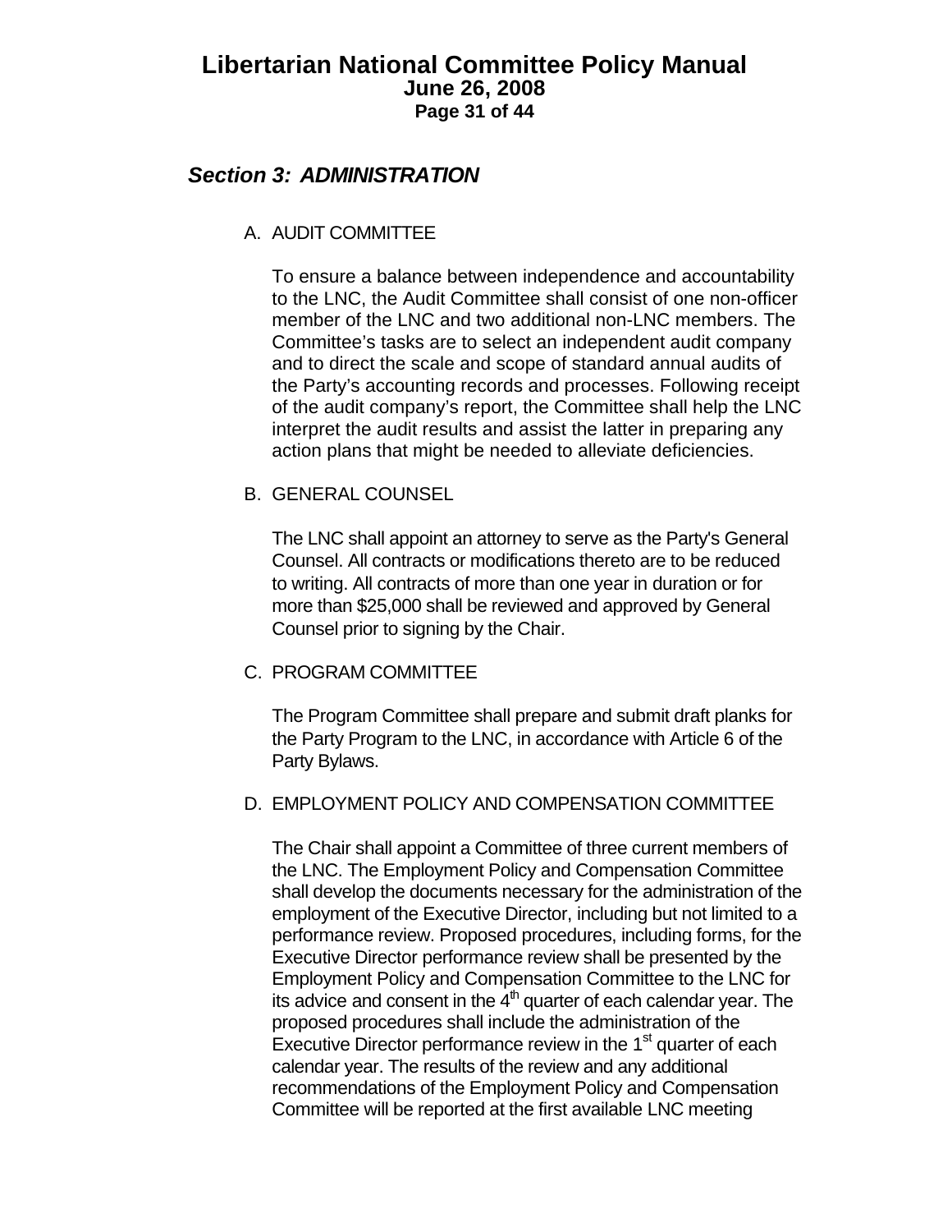## *Section 3: ADMINISTRATION*

A. AUDIT COMMITTEE

To ensure a balance between independence and accountability to the LNC, the Audit Committee shall consist of one non-officer member of the LNC and two additional non-LNC members. The Committee's tasks are to select an independent audit company and to direct the scale and scope of standard annual audits of the Party's accounting records and processes. Following receipt of the audit company's report, the Committee shall help the LNC interpret the audit results and assist the latter in preparing any action plans that might be needed to alleviate deficiencies.

B. GENERAL COUNSEL

The LNC shall appoint an attorney to serve as the Party's General Counsel. All contracts or modifications thereto are to be reduced to writing. All contracts of more than one year in duration or for more than $25,000 shall be reviewed and approved by General Counsel prior to signing by the Chair.

C. PROGRAM COMMITTEE

The Program Committee shall prepare and submit draft planks for the Party Program to the LNC, in accordance with Article 6 of the Party Bylaws.

D. EMPLOYMENT POLICY AND COMPENSATION COMMITTEE

The Chair shall appoint a Committee of three current members of the LNC. The Employment Policy and Compensation Committee shall develop the documents necessary for the administration of the employment of the Executive Director, including but not limited to a performance review. Proposed procedures, including forms, for the Executive Director performance review shall be presented by the Employment Policy and Compensation Committee to the LNC for its advice and consent in the 4th quarter of each calendar year. The proposed procedures shall include the administration of the Executive Director performance review in the 1st quarter of each calendar year. The results of the review and any additional recommendations of the Employment Policy and Compensation Committee will be reported at the first available LNC meeting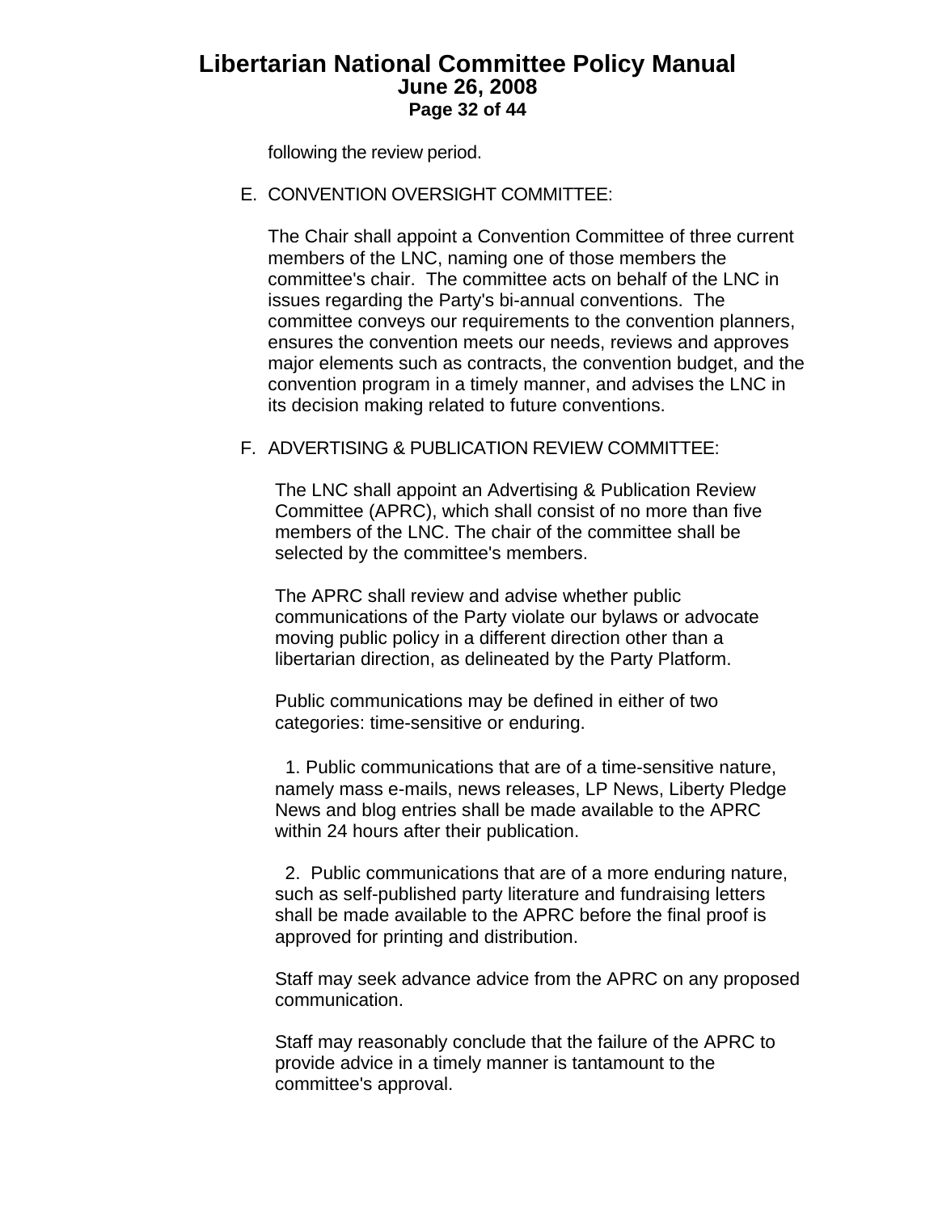following the review period.

E. CONVENTION OVERSIGHT COMMITTEE:

The Chair shall appoint a Convention Committee of three current members of the LNC, naming one of those members the committee's chair. The committee acts on behalf of the LNC in issues regarding the Party's bi-annual conventions. The committee conveys our requirements to the convention planners, ensures the convention meets our needs, reviews and approves major elements such as contracts, the convention budget, and the convention program in a timely manner, and advises the LNC in its decision making related to future conventions.

F. ADVERTISING & PUBLICATION REVIEW COMMITTEE:

The LNC shall appoint an Advertising & Publication Review Committee (APRC), which shall consist of no more than five members of the LNC. The chair of the committee shall be selected by the committee's members.

The APRC shall review and advise whether public communications of the Party violate our bylaws or advocate moving public policy in a different direction other than a libertarian direction, as delineated by the Party Platform.

Public communications may be defined in either of two categories: time-sensitive or enduring.

1. Public communications that are of a time-sensitive nature, namely mass e-mails, news releases, LP News, Liberty Pledge News and blog entries shall be made available to the APRC within 24 hours after their publication.

2. Public communications that are of a more enduring nature, such as self-published party literature and fundraising letters shall be made available to the APRC before the final proof is approved for printing and distribution.

Staff may seek advance advice from the APRC on any proposed communication.

Staff may reasonably conclude that the failure of the APRC to provide advice in a timely manner is tantamount to the committee's approval.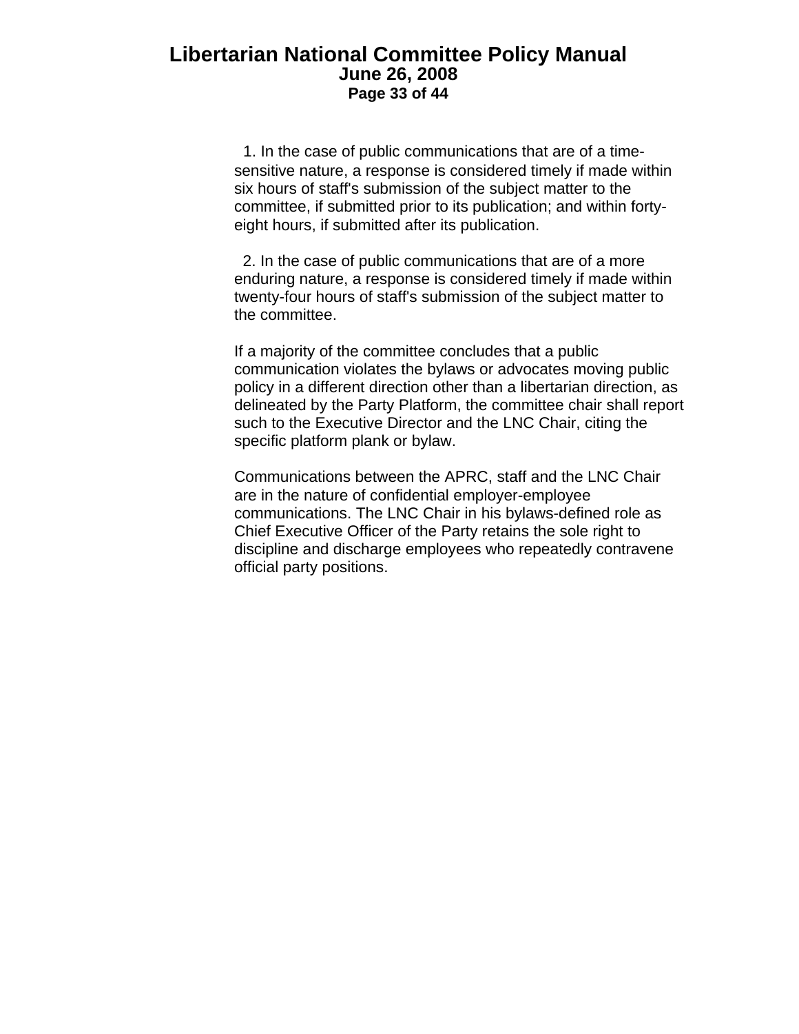1. In the case of public communications that are of a time-sensitive nature, a response is considered timely if made within six hours of staff's submission of the subject matter to the committee, if submitted prior to its publication; and within forty-eight hours, if submitted after its publication.

2. In the case of public communications that are of a more enduring nature, a response is considered timely if made within twenty-four hours of staff's submission of the subject matter to the committee.

If a majority of the committee concludes that a public communication violates the bylaws or advocates moving public policy in a different direction other than a libertarian direction, as delineated by the Party Platform, the committee chair shall report such to the Executive Director and the LNC Chair, citing the specific platform plank or bylaw.

Communications between the APRC, staff and the LNC Chair are in the nature of confidential employer-employee communications. The LNC Chair in his bylaws-defined role as Chief Executive Officer of the Party retains the sole right to discipline and discharge employees who repeatedly contravene official party positions.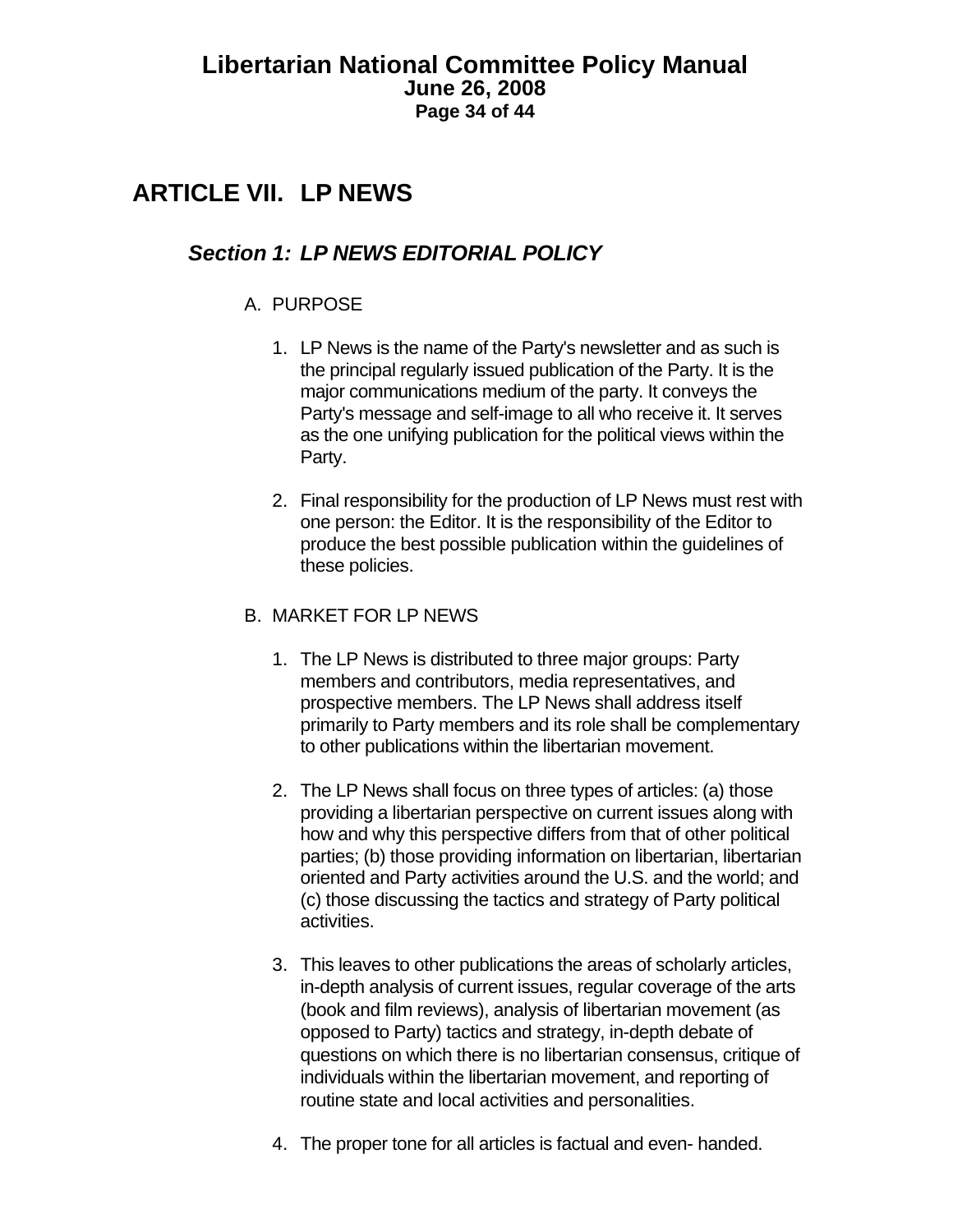# ARTICLE VII. LP NEWS

## *Section 1: LP NEWS EDITORIAL POLICY*

A. PURPOSE

1. LP News is the name of the Party's newsletter and as such is the principal regularly issued publication of the Party. It is the major communications medium of the party. It conveys the Party's message and self-image to all who receive it. It serves as the one unifying publication for the political views within the Party.

2. Final responsibility for the production of LP News must rest with one person: the Editor. It is the responsibility of the Editor to produce the best possible publication within the guidelines of these policies.

B. MARKET FOR LP NEWS

1. The LP News is distributed to three major groups: Party members and contributors, media representatives, and prospective members. The LP News shall address itself primarily to Party members and its role shall be complementary to other publications within the libertarian movement.

2. The LP News shall focus on three types of articles: (a) those providing a libertarian perspective on current issues along with how and why this perspective differs from that of other political parties; (b) those providing information on libertarian, libertarian oriented and Party activities around the U.S. and the world; and (c) those discussing the tactics and strategy of Party political activities.

3. This leaves to other publications the areas of scholarly articles, in-depth analysis of current issues, regular coverage of the arts (book and film reviews), analysis of libertarian movement (as opposed to Party) tactics and strategy, in-depth debate of questions on which there is no libertarian consensus, critique of individuals within the libertarian movement, and reporting of routine state and local activities and personalities.

4. The proper tone for all articles is factual and even- handed.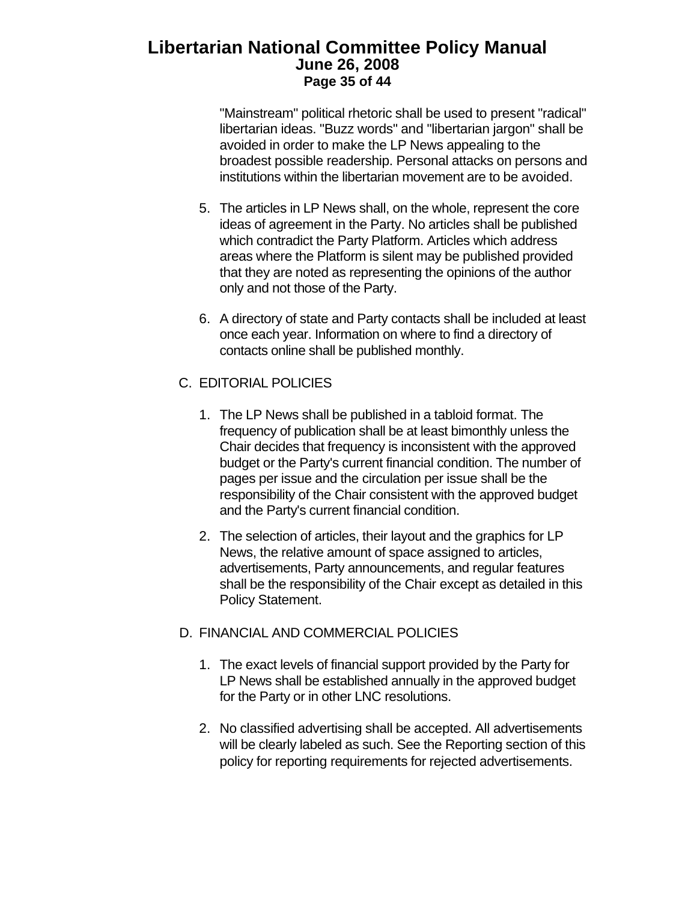"Mainstream" political rhetoric shall be used to present "radical" libertarian ideas. "Buzz words" and "libertarian jargon" shall be avoided in order to make the LP News appealing to the broadest possible readership. Personal attacks on persons and institutions within the libertarian movement are to be avoided.

5. The articles in LP News shall, on the whole, represent the core ideas of agreement in the Party. No articles shall be published which contradict the Party Platform. Articles which address areas where the Platform is silent may be published provided that they are noted as representing the opinions of the author only and not those of the Party.

6. A directory of state and Party contacts shall be included at least once each year. Information on where to find a directory of contacts online shall be published monthly.

C. EDITORIAL POLICIES

1. The LP News shall be published in a tabloid format. The frequency of publication shall be at least bimonthly unless the Chair decides that frequency is inconsistent with the approved budget or the Party's current financial condition. The number of pages per issue and the circulation per issue shall be the responsibility of the Chair consistent with the approved budget and the Party's current financial condition.
2. The selection of articles, their layout and the graphics for LP News, the relative amount of space assigned to articles, advertisements, Party announcements, and regular features shall be the responsibility of the Chair except as detailed in this Policy Statement.

D. FINANCIAL AND COMMERCIAL POLICIES

1. The exact levels of financial support provided by the Party for LP News shall be established annually in the approved budget for the Party or in other LNC resolutions.

2. No classified advertising shall be accepted. All advertisements will be clearly labeled as such. See the Reporting section of this policy for reporting requirements for rejected advertisements.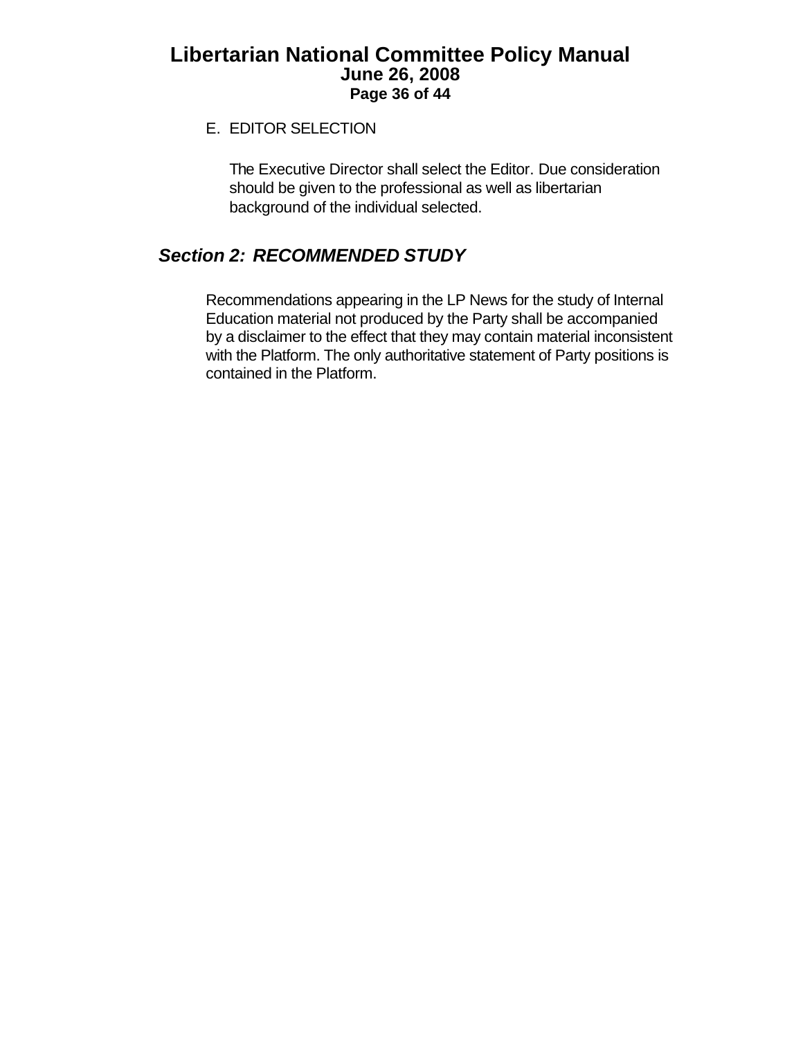E. EDITOR SELECTION

The Executive Director shall select the Editor. Due consideration should be given to the professional as well as libertarian background of the individual selected.

## *Section 2: RECOMMENDED STUDY*

Recommendations appearing in the LP News for the study of Internal Education material not produced by the Party shall be accompanied by a disclaimer to the effect that they may contain material inconsistent with the Platform. The only authoritative statement of Party positions is contained in the Platform.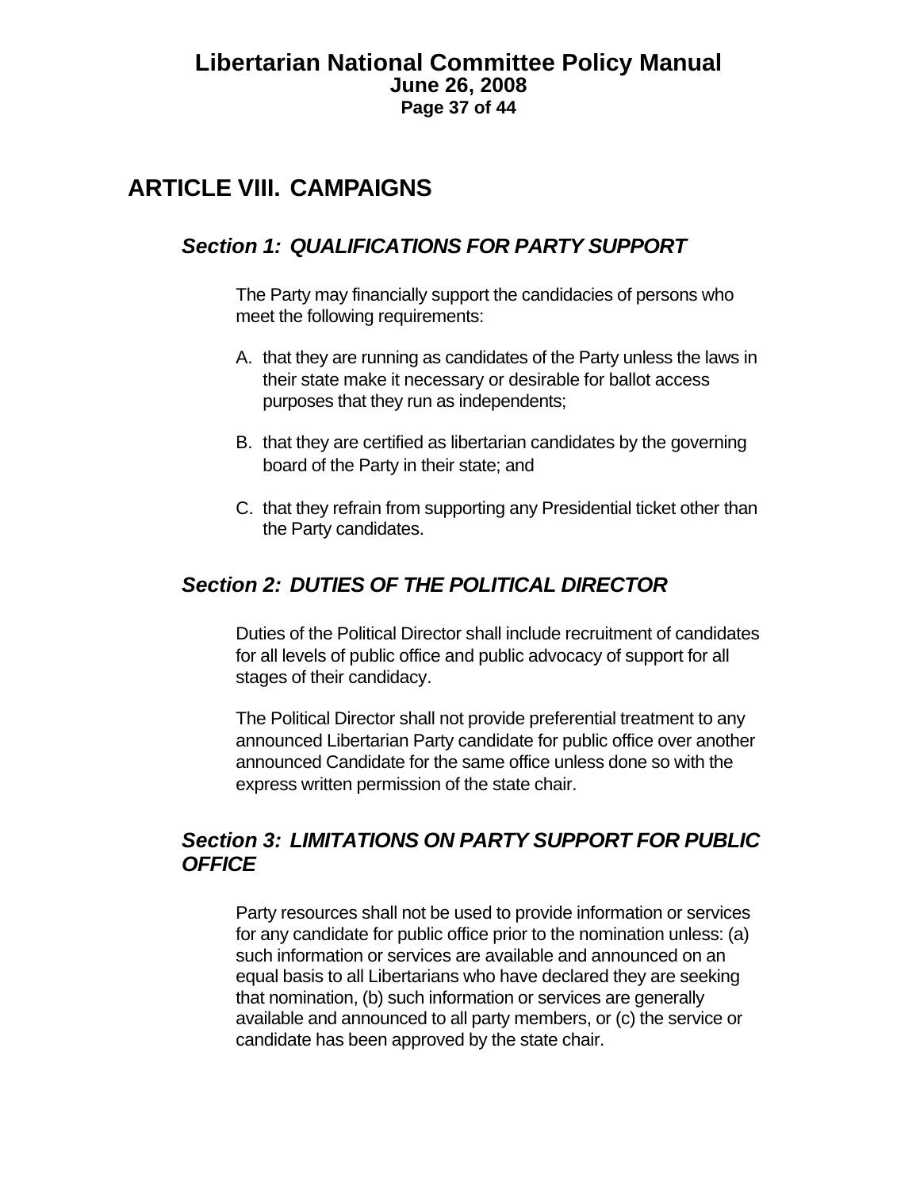# ARTICLE VIII. CAMPAIGNS

## *Section 1: QUALIFICATIONS FOR PARTY SUPPORT*

The Party may financially support the candidacies of persons who meet the following requirements:

A. that they are running as candidates of the Party unless the laws in their state make it necessary or desirable for ballot access purposes that they run as independents;

B. that they are certified as libertarian candidates by the governing board of the Party in their state; and

C. that they refrain from supporting any Presidential ticket other than the Party candidates.

## *Section 2: DUTIES OF THE POLITICAL DIRECTOR*

Duties of the Political Director shall include recruitment of candidates for all levels of public office and public advocacy of support for all stages of their candidacy.

The Political Director shall not provide preferential treatment to any announced Libertarian Party candidate for public office over another announced Candidate for the same office unless done so with the express written permission of the state chair.

## *Section 3: LIMITATIONS ON PARTY SUPPORT FOR PUBLIC OFFICE*

Party resources shall not be used to provide information or services for any candidate for public office prior to the nomination unless: (a) such information or services are available and announced on an equal basis to all Libertarians who have declared they are seeking that nomination, (b) such information or services are generally available and announced to all party members, or (c) the service or candidate has been approved by the state chair.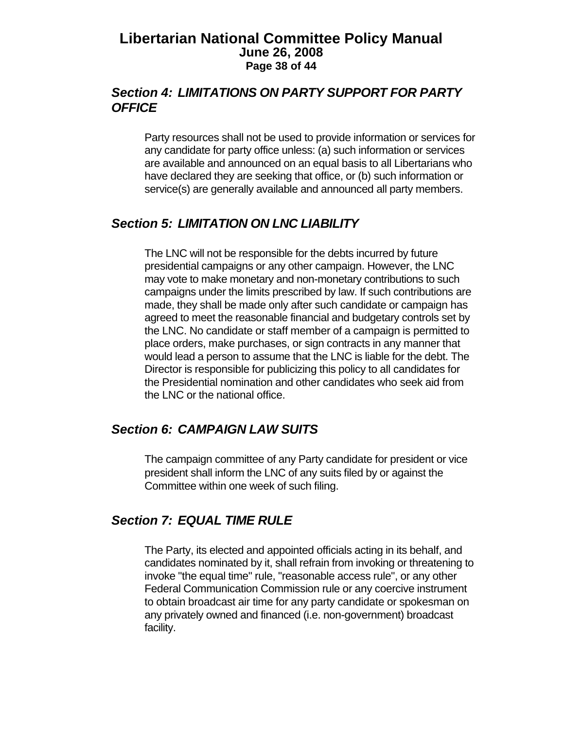## *Section 4: LIMITATIONS ON PARTY SUPPORT FOR PARTY OFFICE*

Party resources shall not be used to provide information or services for any candidate for party office unless: (a) such information or services are available and announced on an equal basis to all Libertarians who have declared they are seeking that office, or (b) such information or service(s) are generally available and announced all party members.

## *Section 5: LIMITATION ON LNC LIABILITY*

The LNC will not be responsible for the debts incurred by future presidential campaigns or any other campaign. However, the LNC may vote to make monetary and non-monetary contributions to such campaigns under the limits prescribed by law. If such contributions are made, they shall be made only after such candidate or campaign has agreed to meet the reasonable financial and budgetary controls set by the LNC. No candidate or staff member of a campaign is permitted to place orders, make purchases, or sign contracts in any manner that would lead a person to assume that the LNC is liable for the debt. The Director is responsible for publicizing this policy to all candidates for the Presidential nomination and other candidates who seek aid from the LNC or the national office.

## *Section 6: CAMPAIGN LAW SUITS*

The campaign committee of any Party candidate for president or vice president shall inform the LNC of any suits filed by or against the Committee within one week of such filing.

## *Section 7: EQUAL TIME RULE*

The Party, its elected and appointed officials acting in its behalf, and candidates nominated by it, shall refrain from invoking or threatening to invoke "the equal time" rule, "reasonable access rule", or any other Federal Communication Commission rule or any coercive instrument to obtain broadcast air time for any party candidate or spokesman on any privately owned and financed (i.e. non-government) broadcast facility.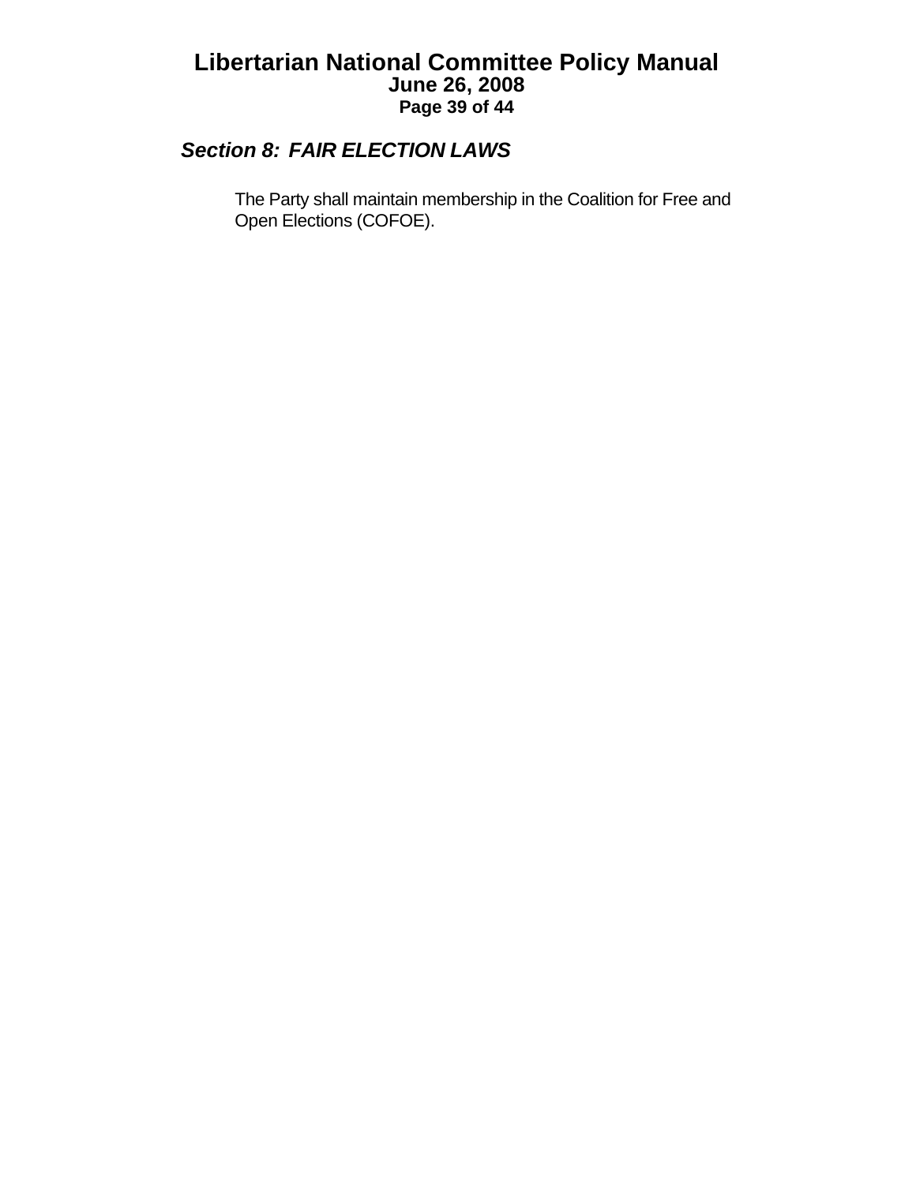### *Section 8: FAIR ELECTION LAWS*

The Party shall maintain membership in the Coalition for Free and Open Elections (COFOE).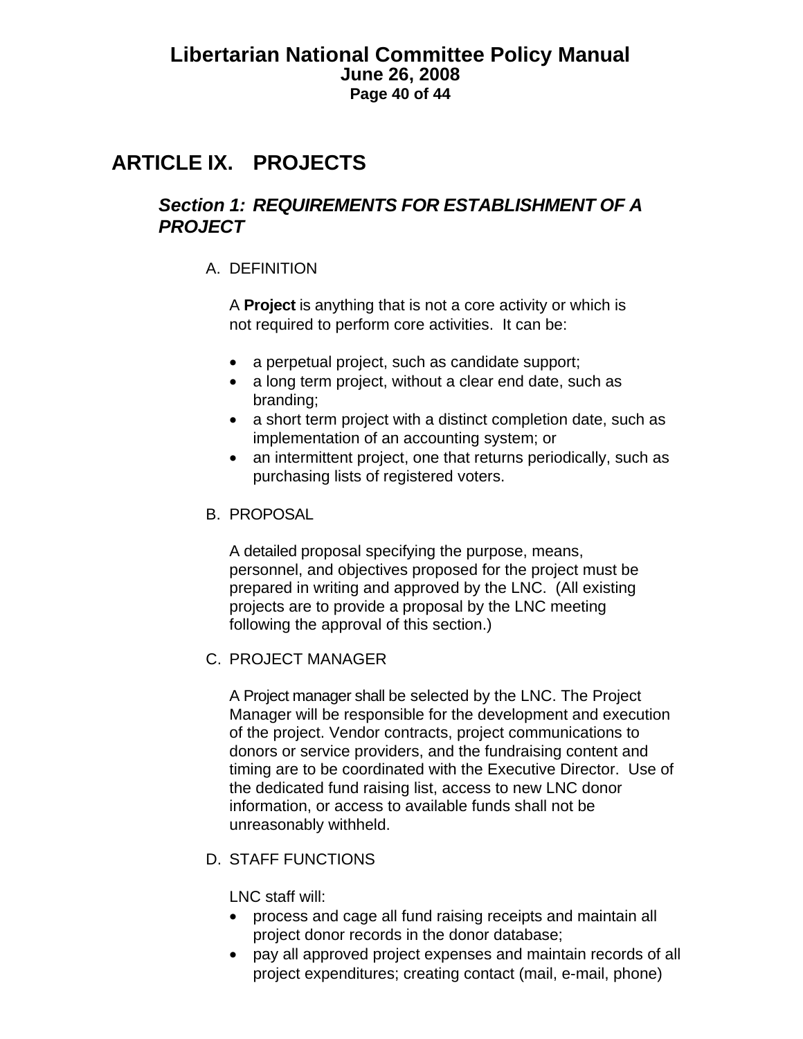# ARTICLE IX. PROJECTS

## *Section 1: REQUIREMENTS FOR ESTABLISHMENT OF A PROJECT*

A. DEFINITION

A **Project** is anything that is not a core activity or which is not required to perform core activities. It can be:

- a perpetual project, such as candidate support;
- a long term project, without a clear end date, such as branding;
- a short term project with a distinct completion date, such as implementation of an accounting system; or
- an intermittent project, one that returns periodically, such as purchasing lists of registered voters.

B. PROPOSAL

A detailed proposal specifying the purpose, means, personnel, and objectives proposed for the project must be prepared in writing and approved by the LNC. (All existing projects are to provide a proposal by the LNC meeting following the approval of this section.)

C. PROJECT MANAGER

A Project manager shall be selected by the LNC. The Project Manager will be responsible for the development and execution of the project. Vendor contracts, project communications to donors or service providers, and the fundraising content and timing are to be coordinated with the Executive Director. Use of the dedicated fund raising list, access to new LNC donor information, or access to available funds shall not be unreasonably withheld.

D. STAFF FUNCTIONS

LNC staff will:

- process and cage all fund raising receipts and maintain all project donor records in the donor database;
- pay all approved project expenses and maintain records of all project expenditures; creating contact (mail, e-mail, phone)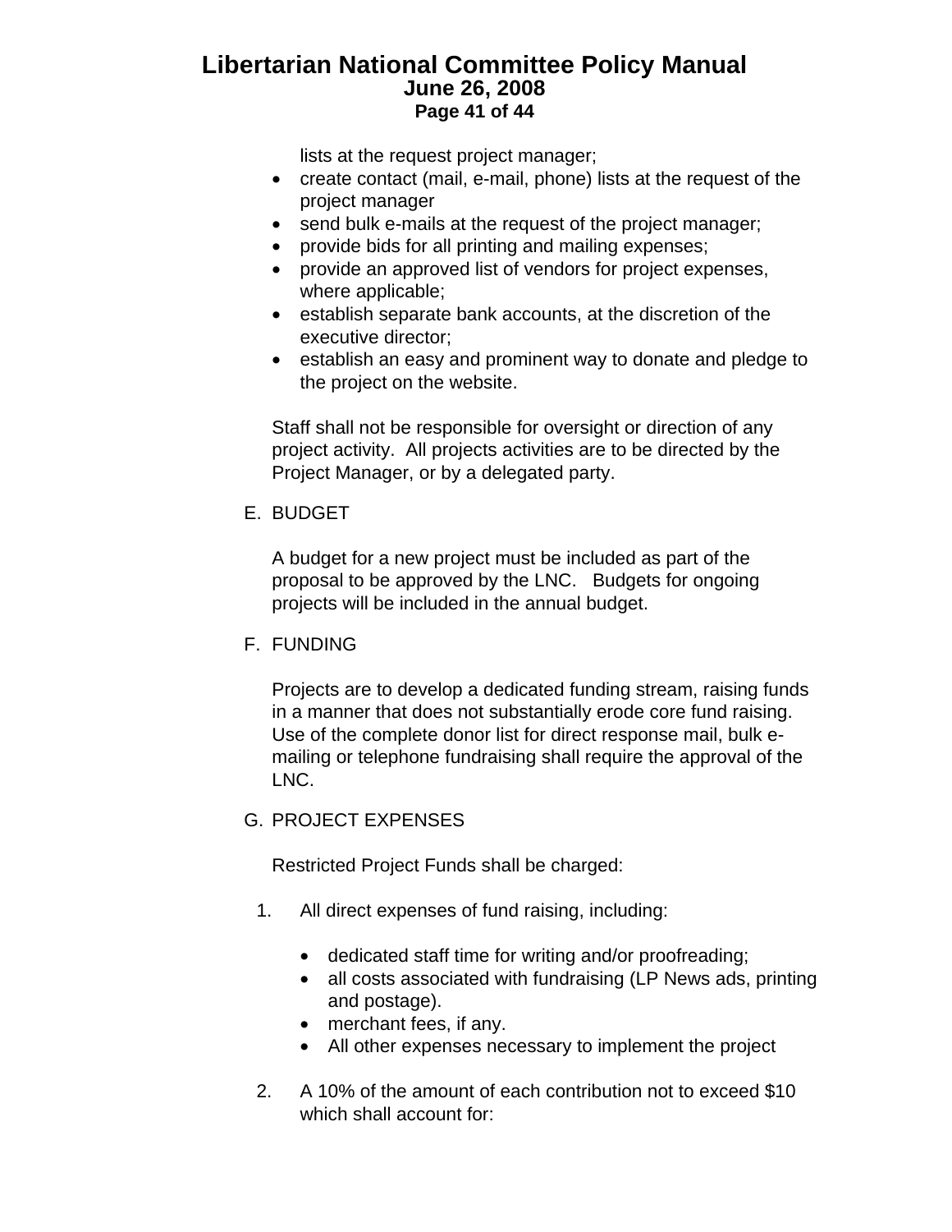lists at the request project manager;

- create contact (mail, e-mail, phone) lists at the request of the project manager
- send bulk e-mails at the request of the project manager;
- provide bids for all printing and mailing expenses;
- provide an approved list of vendors for project expenses, where applicable;
- establish separate bank accounts, at the discretion of the executive director;
- establish an easy and prominent way to donate and pledge to the project on the website.

Staff shall not be responsible for oversight or direction of any project activity. All projects activities are to be directed by the Project Manager, or by a delegated party.

E. BUDGET

A budget for a new project must be included as part of the proposal to be approved by the LNC. Budgets for ongoing projects will be included in the annual budget.

F. FUNDING

Projects are to develop a dedicated funding stream, raising funds in a manner that does not substantially erode core fund raising. Use of the complete donor list for direct response mail, bulk e-mailing or telephone fundraising shall require the approval of the LNC.

G. PROJECT EXPENSES

Restricted Project Funds shall be charged:

1. All direct expenses of fund raising, including:

   - dedicated staff time for writing and/or proofreading;
   - all costs associated with fundraising (LP News ads, printing and postage).
   - merchant fees, if any.
   - All other expenses necessary to implement the project

2. A 10% of the amount of each contribution not to exceed $10 which shall account for: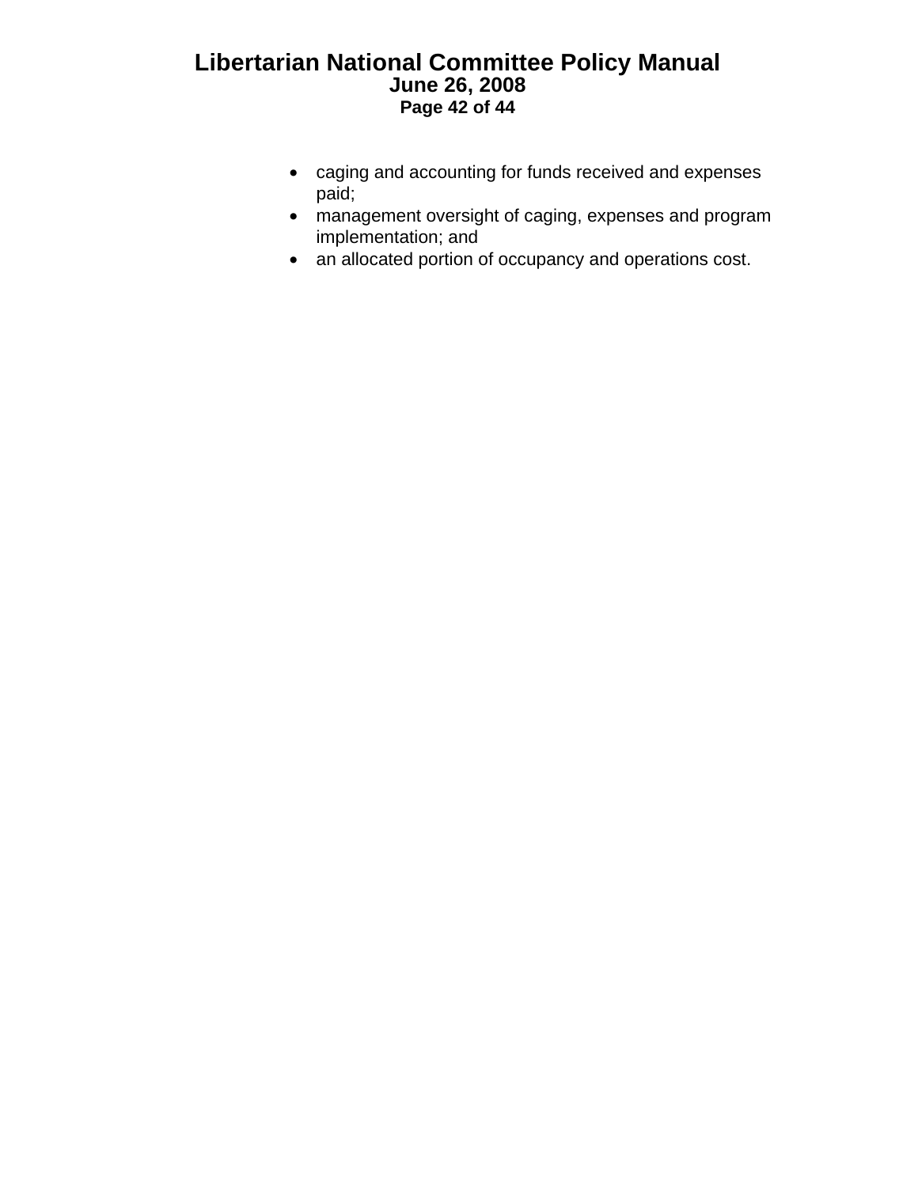- caging and accounting for funds received and expenses paid;
- management oversight of caging, expenses and program implementation; and
- an allocated portion of occupancy and operations cost.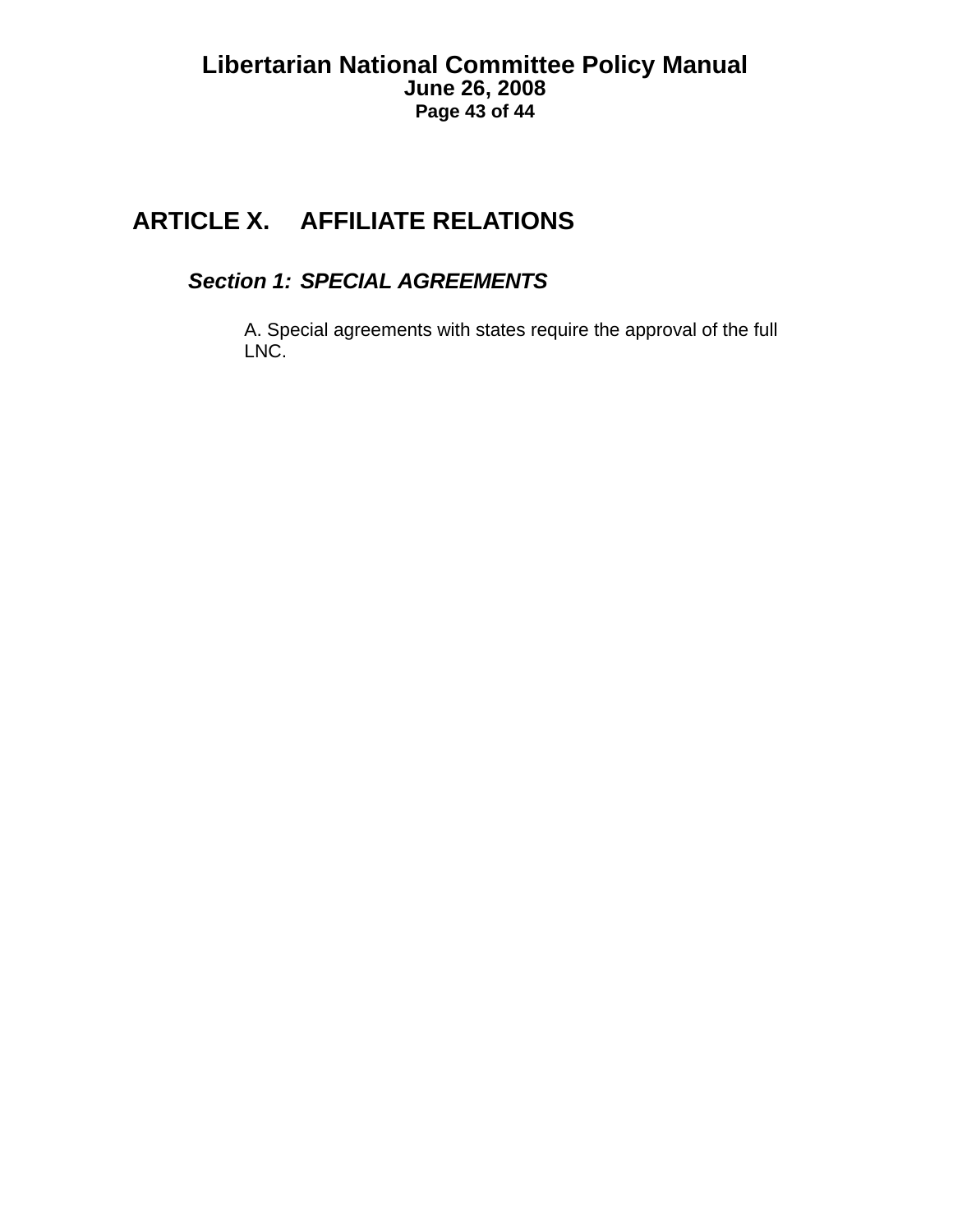# ARTICLE X. AFFILIATE RELATIONS

## *Section 1: SPECIAL AGREEMENTS*

A. Special agreements with states require the approval of the full LNC.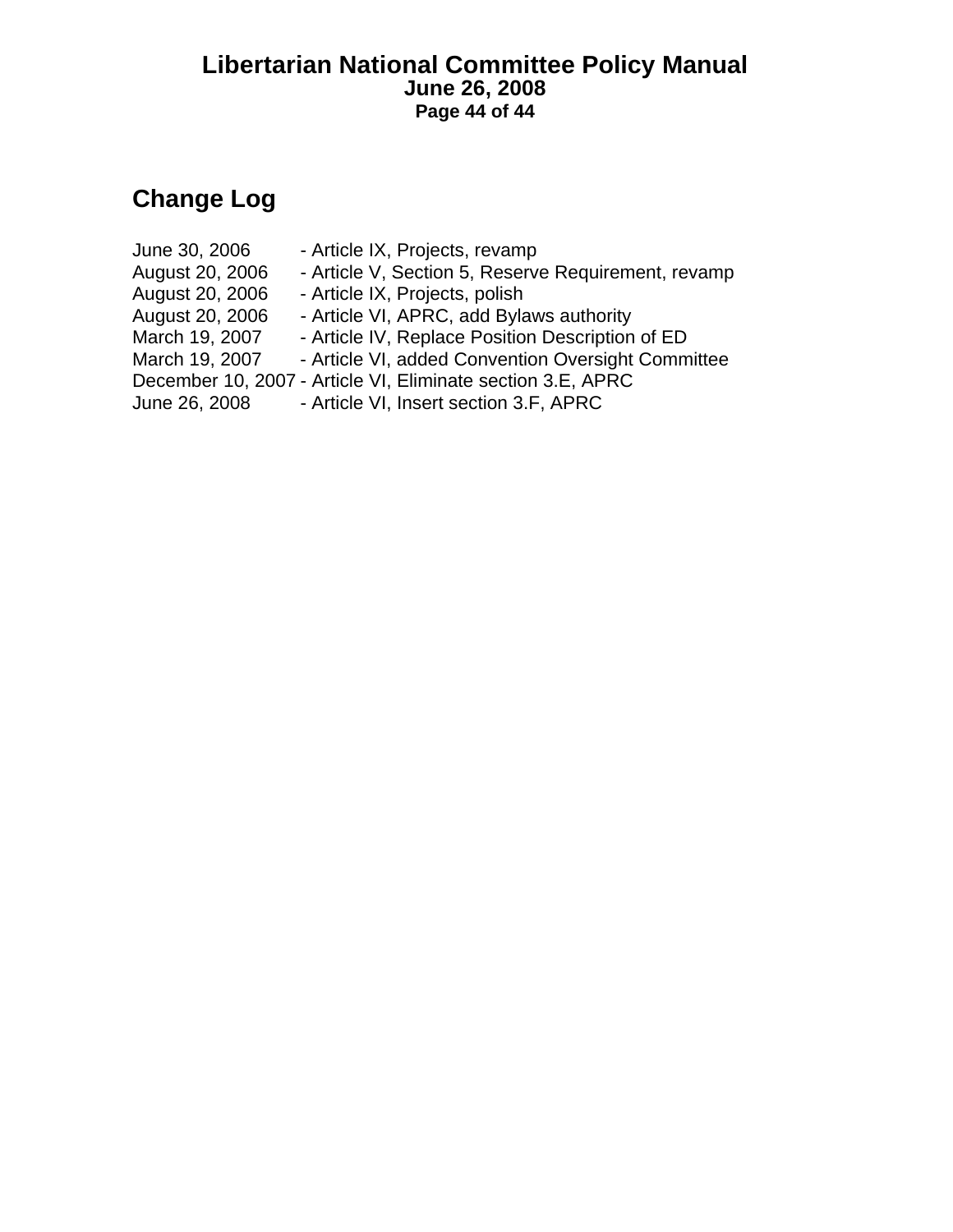## Change Log

| | |
|---|---|
| June 30, 2006 | - Article IX, Projects, revamp |
| August 20, 2006 | - Article V, Section 5, Reserve Requirement, revamp |
| August 20, 2006 | - Article IX, Projects, polish |
| August 20, 2006 | - Article VI, APRC, add Bylaws authority |
| March 19, 2007 | - Article IV, Replace Position Description of ED |
| March 19, 2007 | - Article VI, added Convention Oversight Committee |
| December 10, 2007 | - Article VI, Eliminate section 3.E, APRC |
| June 26, 2008 | - Article VI, Insert section 3.F, APRC |